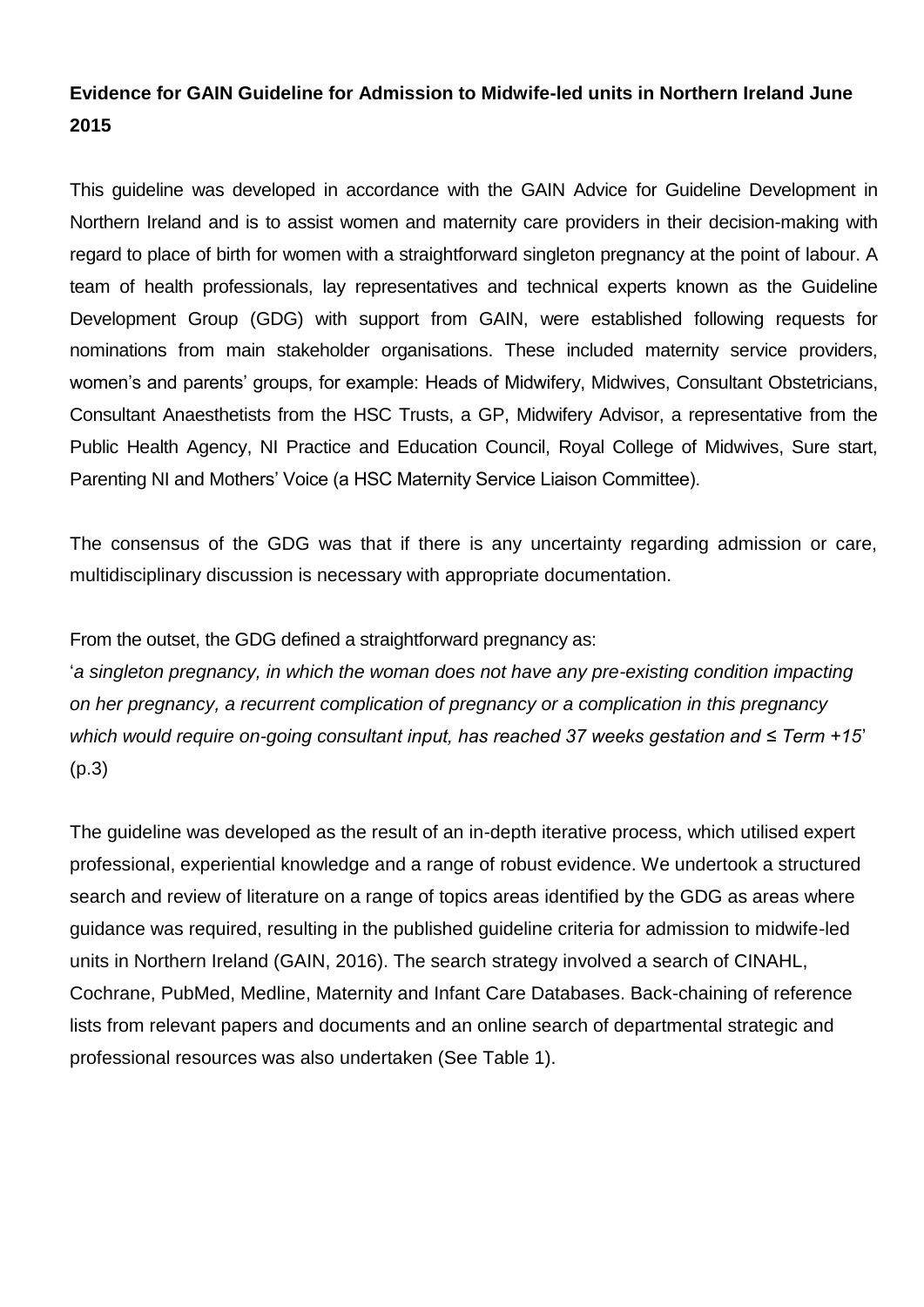# Evidence for GAIN Guideline for Admission to Midwife-led units in Northern Ireland June 2015

This guideline was developed in accordance with the GAIN Advice for Guideline Development in Northern Ireland and is to assist women and maternity care providers in their decision-making with regard to place of birth for women with a straightforward singleton pregnancy at the point of labour. A team of health professionals, lay representatives and technical experts known as the Guideline Development Group (GDG) with support from GAIN, were established following requests for nominations from main stakeholder organisations. These included maternity service providers, women's and parents' groups, for example: Heads of Midwifery, Midwives, Consultant Obstetricians, Consultant Anaesthetists from the HSC Trusts, a GP, Midwifery Advisor, a representative from the Public Health Agency, NI Practice and Education Council, Royal College of Midwives, Sure start, Parenting NI and Mothers' Voice (a HSC Maternity Service Liaison Committee).

The consensus of the GDG was that if there is any uncertainty regarding admission or care, multidisciplinary discussion is necessary with appropriate documentation.

From the outset, the GDG defined a straightforward pregnancy as:

'*a singleton pregnancy, in which the woman does not have any pre-existing condition impacting on her pregnancy, a recurrent complication of pregnancy or a complication in this pregnancy which would require on-going consultant input, has reached 37 weeks gestation and ≤ Term +15*' (p.3)

The guideline was developed as the result of an in-depth iterative process, which utilised expert professional, experiential knowledge and a range of robust evidence. We undertook a structured search and review of literature on a range of topics areas identified by the GDG as areas where guidance was required, resulting in the published guideline criteria for admission to midwife-led units in Northern Ireland (GAIN, 2016). The search strategy involved a search of CINAHL, Cochrane, PubMed, Medline, Maternity and Infant Care Databases. Back-chaining of reference lists from relevant papers and documents and an online search of departmental strategic and professional resources was also undertaken (See Table 1).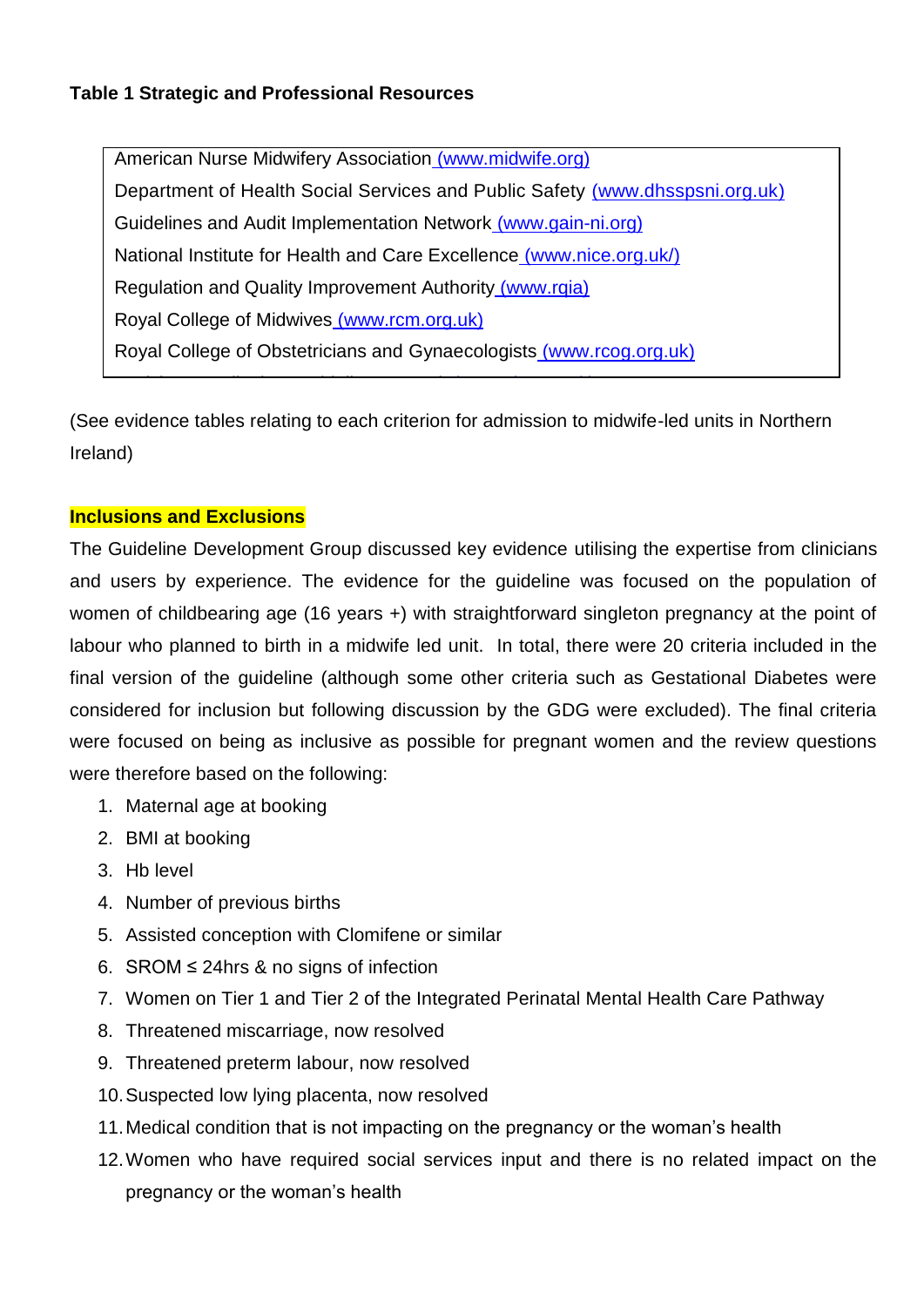**Table 1 Strategic and Professional Resources**

| |
|---|
| American Nurse Midwifery Association (www.midwife.org) |
| Department of Health Social Services and Public Safety (www.dhsspsni.org.uk) |
| Guidelines and Audit Implementation Network (www.gain-ni.org) |
| National Institute for Health and Care Excellence (www.nice.org.uk/) |
| Regulation and Quality Improvement Authority (www.rqia) |
| Royal College of Midwives (www.rcm.org.uk) |
| Royal College of Obstetricians and Gynaecologists (www.rcog.org.uk) |

(See evidence tables relating to each criterion for admission to midwife-led units in Northern Ireland)

**Inclusions and Exclusions**

The Guideline Development Group discussed key evidence utilising the expertise from clinicians and users by experience. The evidence for the guideline was focused on the population of women of childbearing age (16 years +) with straightforward singleton pregnancy at the point of labour who planned to birth in a midwife led unit. In total, there were 20 criteria included in the final version of the guideline (although some other criteria such as Gestational Diabetes were considered for inclusion but following discussion by the GDG were excluded). The final criteria were focused on being as inclusive as possible for pregnant women and the review questions were therefore based on the following:

1. Maternal age at booking
2. BMI at booking
3. Hb level
4. Number of previous births
5. Assisted conception with Clomifene or similar
6. SROM ≤ 24hrs & no signs of infection
7. Women on Tier 1 and Tier 2 of the Integrated Perinatal Mental Health Care Pathway
8. Threatened miscarriage, now resolved
9. Threatened preterm labour, now resolved
10. Suspected low lying placenta, now resolved
11. Medical condition that is not impacting on the pregnancy or the woman's health
12. Women who have required social services input and there is no related impact on the pregnancy or the woman's health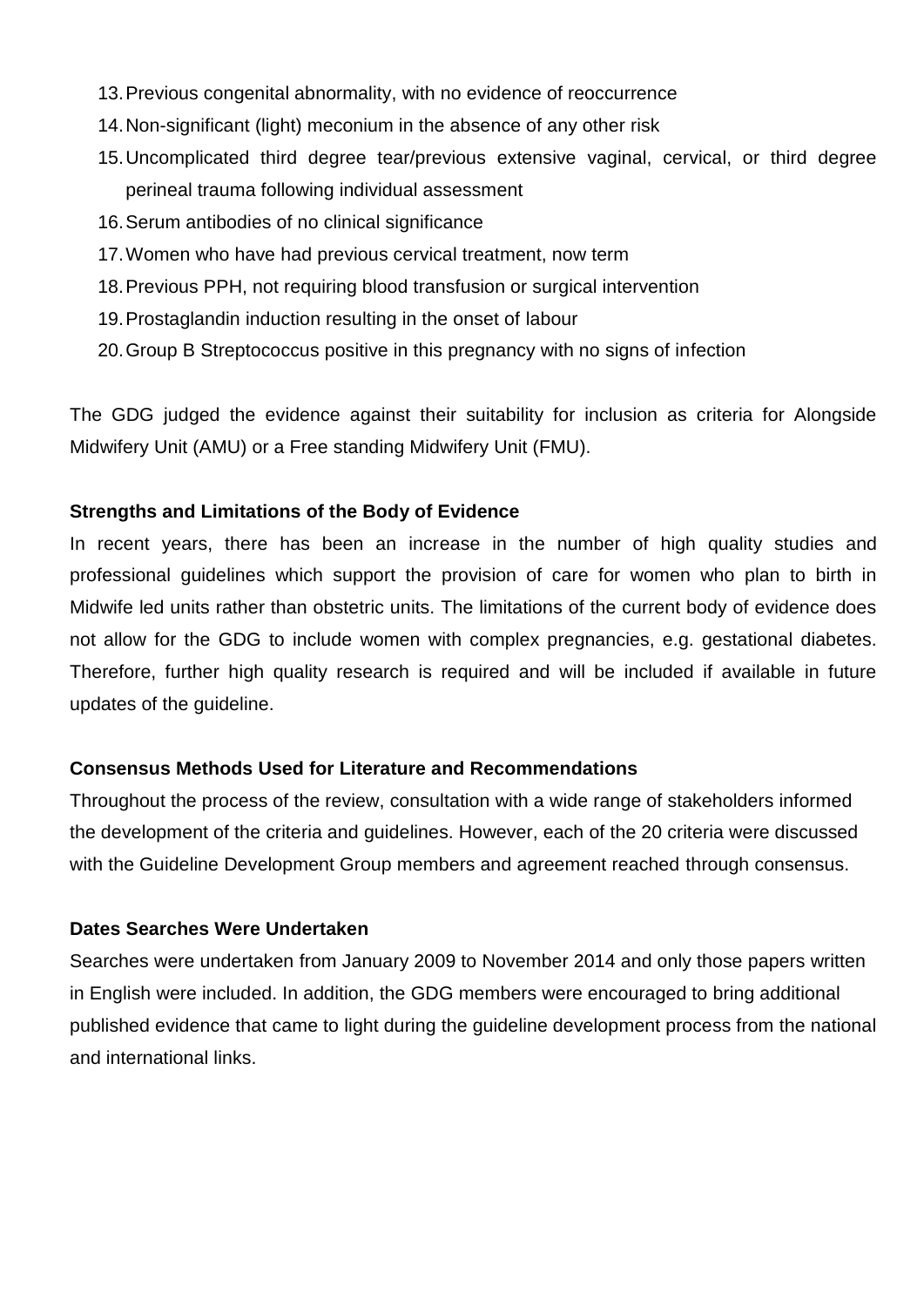13. Previous congenital abnormality, with no evidence of reoccurrence
14. Non-significant (light) meconium in the absence of any other risk
15. Uncomplicated third degree tear/previous extensive vaginal, cervical, or third degree perineal trauma following individual assessment
16. Serum antibodies of no clinical significance
17. Women who have had previous cervical treatment, now term
18. Previous PPH, not requiring blood transfusion or surgical intervention
19. Prostaglandin induction resulting in the onset of labour
20. Group B Streptococcus positive in this pregnancy with no signs of infection

The GDG judged the evidence against their suitability for inclusion as criteria for Alongside Midwifery Unit (AMU) or a Free standing Midwifery Unit (FMU).

**Strengths and Limitations of the Body of Evidence**

In recent years, there has been an increase in the number of high quality studies and professional guidelines which support the provision of care for women who plan to birth in Midwife led units rather than obstetric units. The limitations of the current body of evidence does not allow for the GDG to include women with complex pregnancies, e.g. gestational diabetes. Therefore, further high quality research is required and will be included if available in future updates of the guideline.

**Consensus Methods Used for Literature and Recommendations**

Throughout the process of the review, consultation with a wide range of stakeholders informed the development of the criteria and guidelines. However, each of the 20 criteria were discussed with the Guideline Development Group members and agreement reached through consensus.

**Dates Searches Were Undertaken**

Searches were undertaken from January 2009 to November 2014 and only those papers written in English were included. In addition, the GDG members were encouraged to bring additional published evidence that came to light during the guideline development process from the national and international links.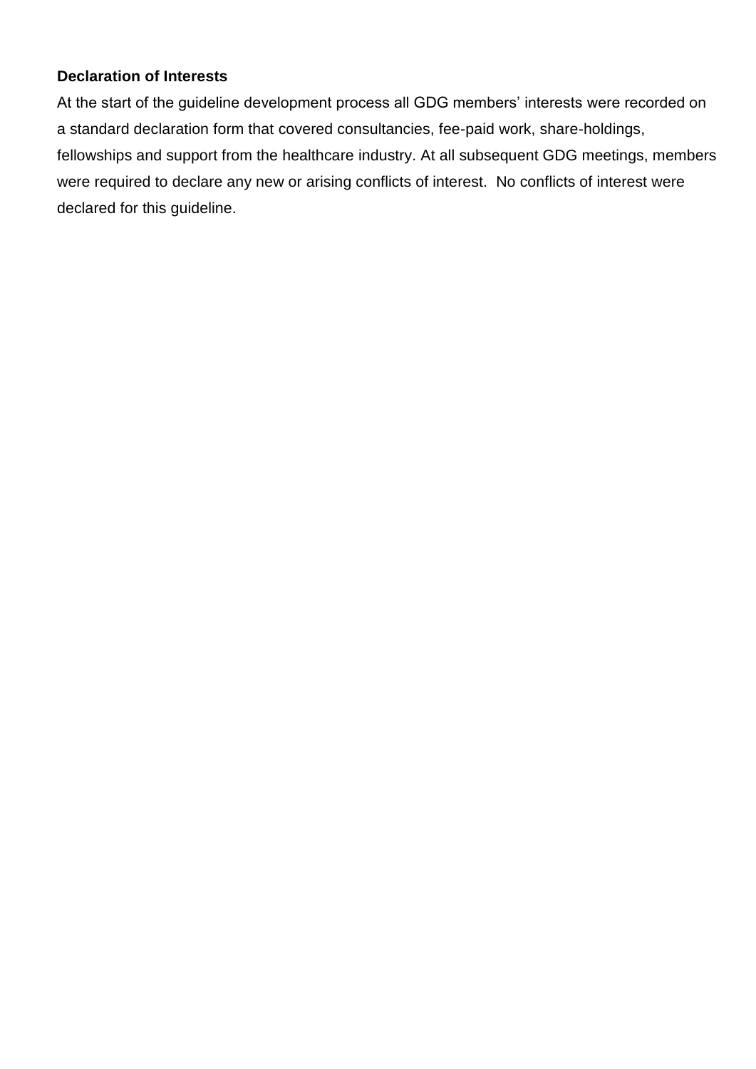**Declaration of Interests**

At the start of the guideline development process all GDG members' interests were recorded on a standard declaration form that covered consultancies, fee-paid work, share-holdings, fellowships and support from the healthcare industry. At all subsequent GDG meetings, members were required to declare any new or arising conflicts of interest. No conflicts of interest were declared for this guideline.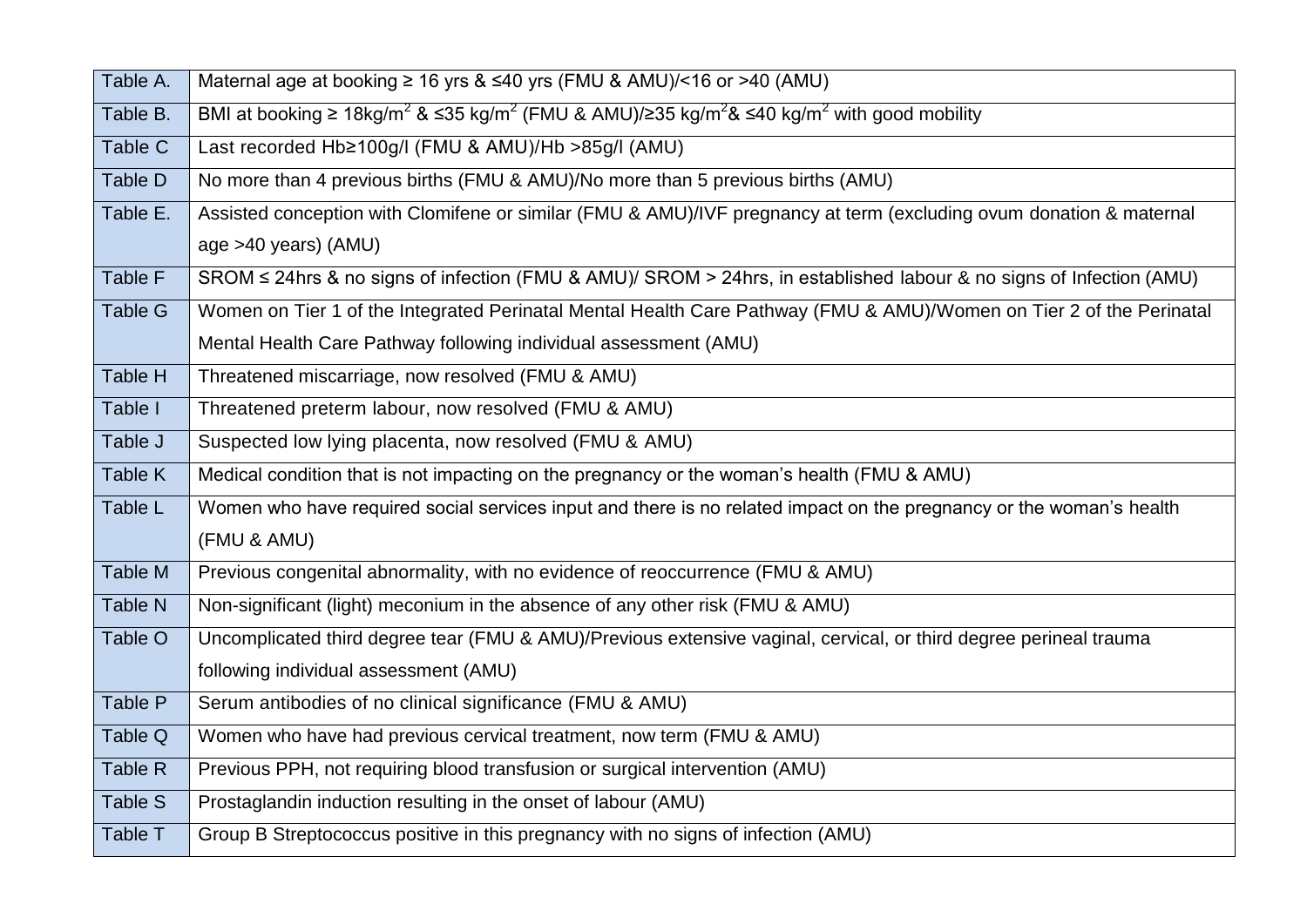| | |
|---|---|
| Table A. | Maternal age at booking ≥ 16 yrs & ≤40 yrs (FMU & AMU)/<16 or >40 (AMU) |
| Table B. | BMI at booking ≥ 18kg/m$^2$ & ≤35 kg/m$^2$ (FMU & AMU)/≥35 kg/m$^2$& ≤40 kg/m$^2$ with good mobility |
| Table C | Last recorded Hb≥100g/l (FMU & AMU)/Hb >85g/l (AMU) |
| Table D | No more than 4 previous births (FMU & AMU)/No more than 5 previous births (AMU) |
| Table E. | Assisted conception with Clomifene or similar (FMU & AMU)/IVF pregnancy at term (excluding ovum donation & maternal age >40 years) (AMU) |
| Table F | SROM ≤ 24hrs & no signs of infection (FMU & AMU)/ SROM > 24hrs, in established labour & no signs of Infection (AMU) |
| Table G | Women on Tier 1 of the Integrated Perinatal Mental Health Care Pathway (FMU & AMU)/Women on Tier 2 of the Perinatal Mental Health Care Pathway following individual assessment (AMU) |
| Table H | Threatened miscarriage, now resolved (FMU & AMU) |
| Table I | Threatened preterm labour, now resolved (FMU & AMU) |
| Table J | Suspected low lying placenta, now resolved (FMU & AMU) |
| Table K | Medical condition that is not impacting on the pregnancy or the woman's health (FMU & AMU) |
| Table L | Women who have required social services input and there is no related impact on the pregnancy or the woman's health (FMU & AMU) |
| Table M | Previous congenital abnormality, with no evidence of reoccurrence (FMU & AMU) |
| Table N | Non-significant (light) meconium in the absence of any other risk (FMU & AMU) |
| Table O | Uncomplicated third degree tear (FMU & AMU)/Previous extensive vaginal, cervical, or third degree perineal trauma following individual assessment (AMU) |
| Table P | Serum antibodies of no clinical significance (FMU & AMU) |
| Table Q | Women who have had previous cervical treatment, now term (FMU & AMU) |
| Table R | Previous PPH, not requiring blood transfusion or surgical intervention (AMU) |
| Table S | Prostaglandin induction resulting in the onset of labour (AMU) |
| Table T | Group B Streptococcus positive in this pregnancy with no signs of infection (AMU) |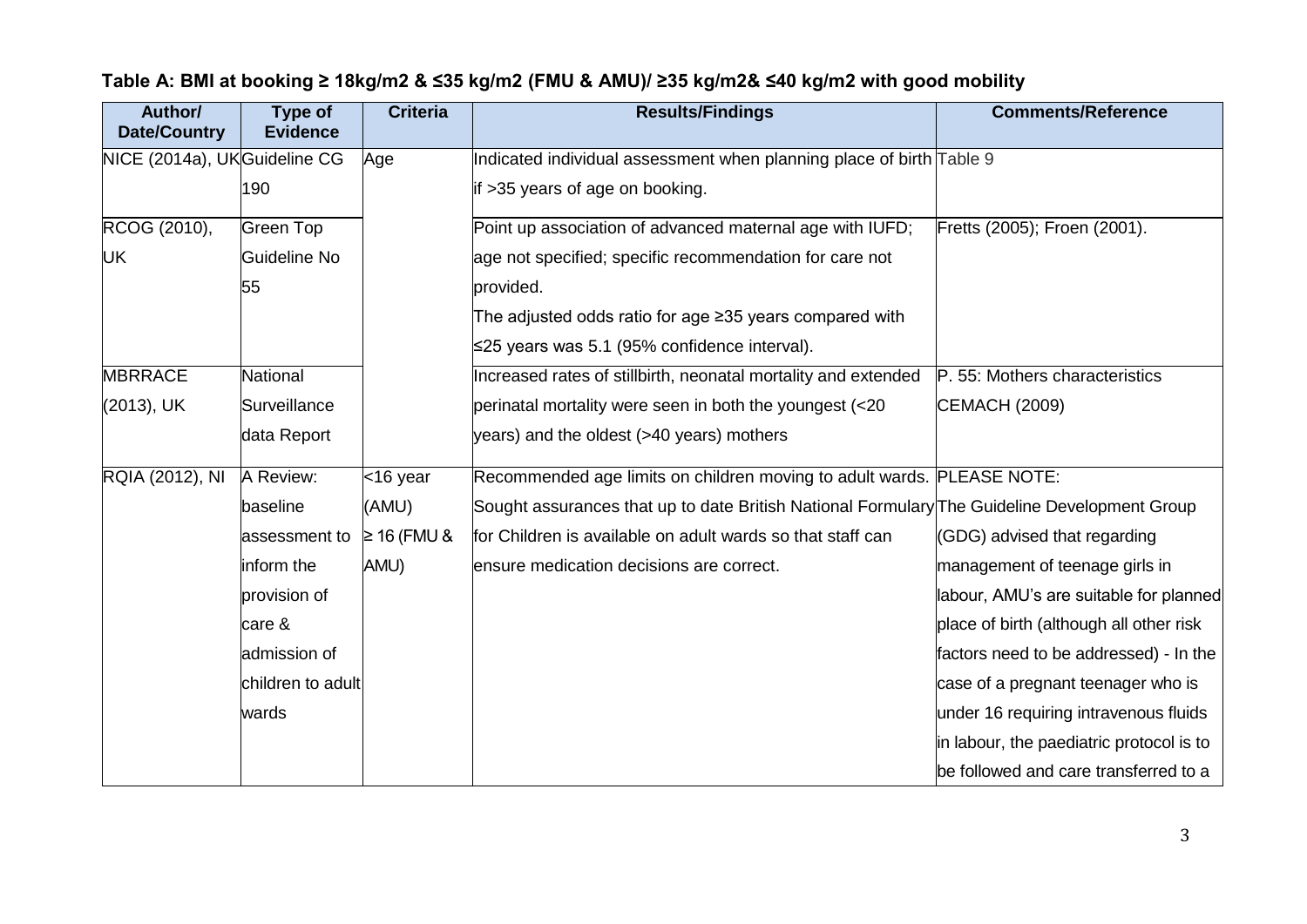**Table A: BMI at booking ≥ 18kg/m2 & ≤35 kg/m2 (FMU & AMU)/ ≥35 kg/m2& ≤40 kg/m2 with good mobility**

| Author/ Date/Country | Type of Evidence | Criteria | Results/Findings | Comments/Reference |
|---|---|---|---|---|
| NICE (2014a), UK | Guideline CG 190 | Age | Indicated individual assessment when planning place of birth if >35 years of age on booking. | Table 9 |
| RCOG (2010), UK | Green Top Guideline No 55 | | Point up association of advanced maternal age with IUFD; age not specified; specific recommendation for care not provided. The adjusted odds ratio for age ≥35 years compared with ≤25 years was 5.1 (95% confidence interval). | Fretts (2005); Froen (2001). |
| MBRRACE (2013), UK | National Surveillance data Report | | Increased rates of stillbirth, neonatal mortality and extended perinatal mortality were seen in both the youngest (<20 years) and the oldest (>40 years) mothers | P. 55: Mothers characteristics CEMACH (2009) |
| RQIA (2012), NI | A Review: baseline assessment to inform the provision of care & admission of children to adult wards | <16 year (AMU) ≥ 16 (FMU & AMU) | Recommended age limits on children moving to adult wards. Sought assurances that up to date British National Formulary for Children is available on adult wards so that staff can ensure medication decisions are correct. | PLEASE NOTE: The Guideline Development Group (GDG) advised that regarding management of teenage girls in labour, AMU's are suitable for planned place of birth (although all other risk factors need to be addressed) - In the case of a pregnant teenager who is under 16 requiring intravenous fluids in labour, the paediatric protocol is to be followed and care transferred to a |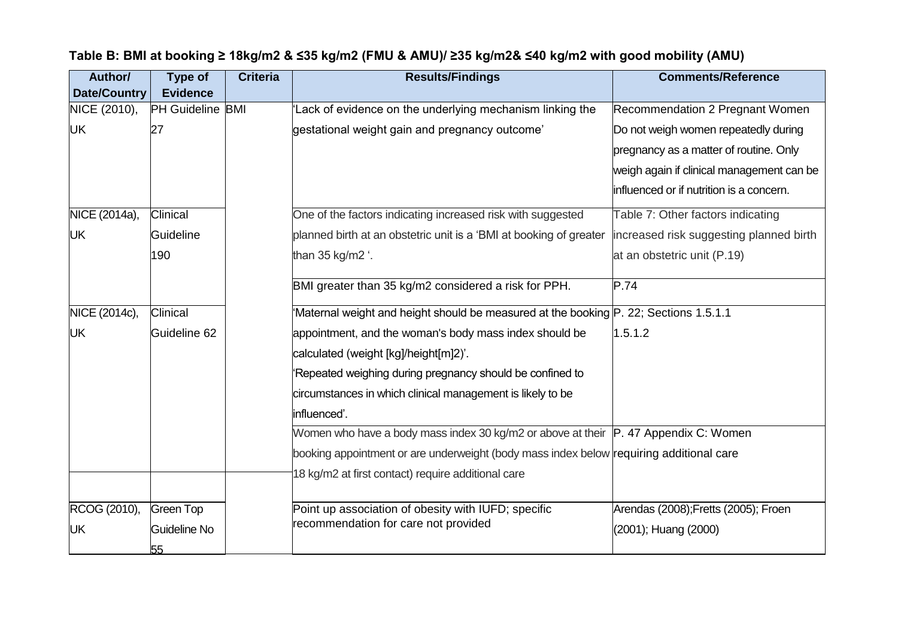**Table B: BMI at booking ≥ 18kg/m2 & ≤35 kg/m2 (FMU & AMU)/ ≥35 kg/m2& ≤40 kg/m2 with good mobility (AMU)**

| Author/ Date/Country | Type of Evidence | Criteria | Results/Findings | Comments/Reference |
|---|---|---|---|---|
| NICE (2010), UK | PH Guideline 27 | BMI | 'Lack of evidence on the underlying mechanism linking the gestational weight gain and pregnancy outcome' | Recommendation 2 Pregnant Women Do not weigh women repeatedly during pregnancy as a matter of routine. Only weigh again if clinical management can be influenced or if nutrition is a concern. |
| NICE (2014a), UK | Clinical Guideline 190 | | One of the factors indicating increased risk with suggested planned birth at an obstetric unit is a 'BMI at booking of greater than 35 kg/m2 '. | Table 7: Other factors indicating increased risk suggesting planned birth at an obstetric unit (P.19) |
| | | | BMI greater than 35 kg/m2 considered a risk for PPH. | P.74 |
| NICE (2014c), UK | Clinical Guideline 62 | | 'Maternal weight and height should be measured at the booking appointment, and the woman's body mass index should be calculated (weight [kg]/height[m]2)'. 'Repeated weighing during pregnancy should be confined to circumstances in which clinical management is likely to be influenced'. | P. 22; Sections 1.5.1.1 1.5.1.2 |
| | | | Women who have a body mass index 30 kg/m2 or above at their booking appointment or are underweight (body mass index below 18 kg/m2 at first contact) require additional care | P. 47 Appendix C: Women requiring additional care |
| RCOG (2010), UK | Green Top Guideline No 55 | | Point up association of obesity with IUFD; specific recommendation for care not provided | Arendas (2008);Fretts (2005); Froen (2001); Huang (2000) |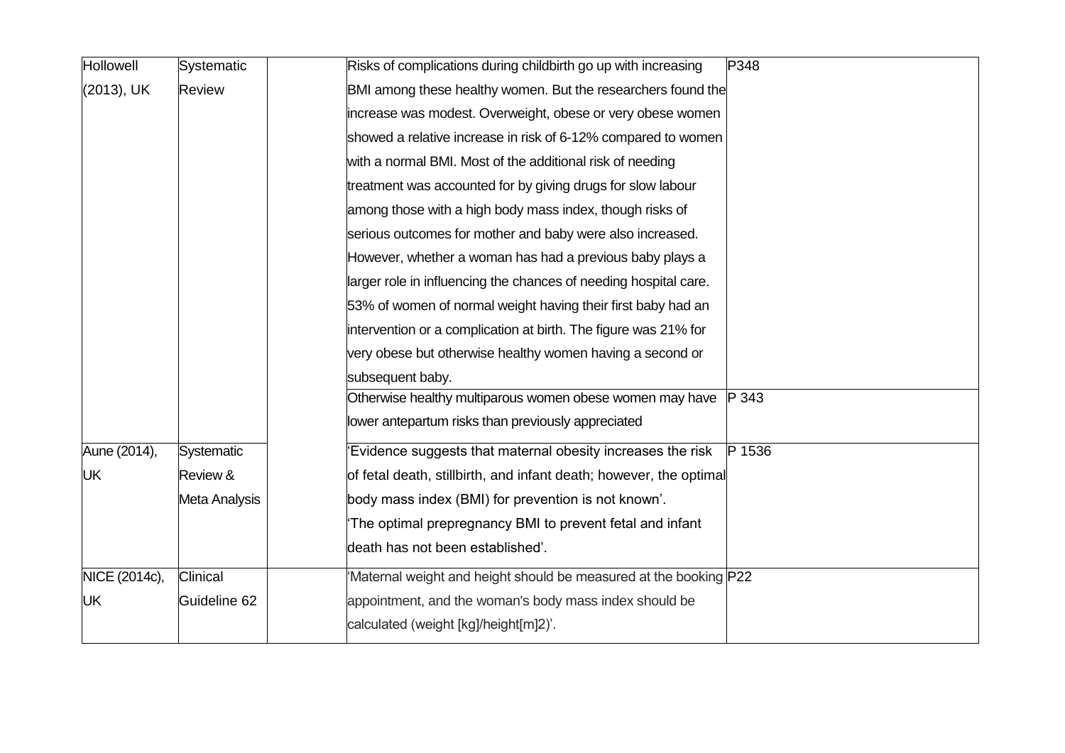| | | | | |
|---|---|---|---|---|
| Hollowell (2013), UK | Systematic Review | | Risks of complications during childbirth go up with increasing BMI among these healthy women. But the researchers found the increase was modest. Overweight, obese or very obese women showed a relative increase in risk of 6-12% compared to women with a normal BMI. Most of the additional risk of needing treatment was accounted for by giving drugs for slow labour among those with a high body mass index, though risks of serious outcomes for mother and baby were also increased. However, whether a woman has had a previous baby plays a larger role in influencing the chances of needing hospital care. 53% of women of normal weight having their first baby had an intervention or a complication at birth. The figure was 21% for very obese but otherwise healthy women having a second or subsequent baby. | P348 |
| | | | Otherwise healthy multiparous women obese women may have lower antepartum risks than previously appreciated | P 343 |
| Aune (2014), UK | Systematic Review & Meta Analysis | | 'Evidence suggests that maternal obesity increases the risk of fetal death, stillbirth, and infant death; however, the optimal body mass index (BMI) for prevention is not known'. 'The optimal prepregnancy BMI to prevent fetal and infant death has not been established'. | P 1536 |
| NICE (2014c), UK | Clinical Guideline 62 | | 'Maternal weight and height should be measured at the booking appointment, and the woman's body mass index should be calculated (weight [kg]/height[m]2)'. | P22 |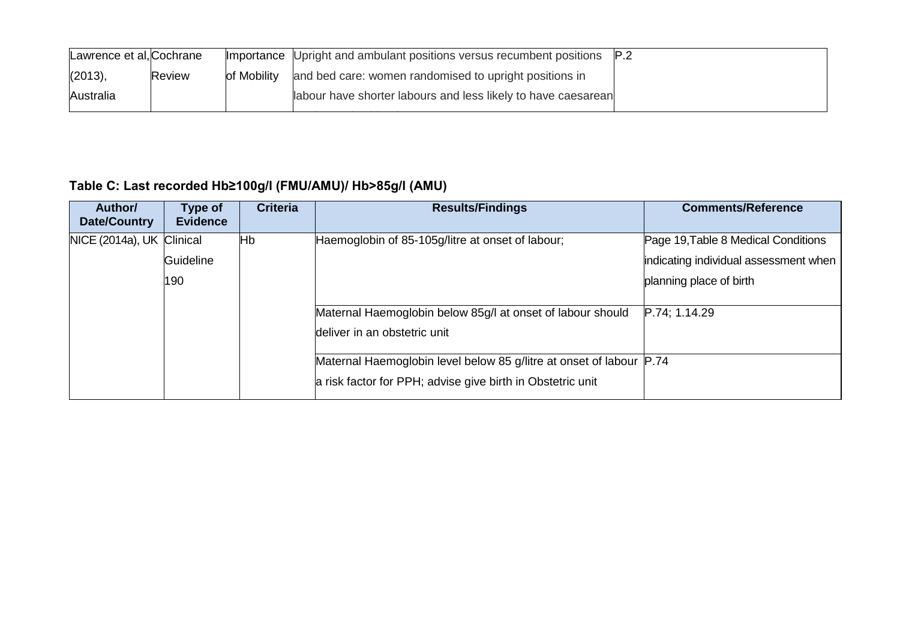| Lawrence et al, (2013), Australia | Cochrane Review | Importance of Mobility | Upright and ambulant positions versus recumbent positions and bed care: women randomised to upright positions in labour have shorter labours and less likely to have caesarean | P.2 |
|---|---|---|---|---|

**Table C: Last recorded Hb≥100g/l (FMU/AMU)/ Hb>85g/l (AMU)**

| Author/ Date/Country | Type of Evidence | Criteria | Results/Findings | Comments/Reference |
|---|---|---|---|---|
| NICE (2014a), UK | Clinical Guideline 190 | Hb | Haemoglobin of 85-105g/litre at onset of labour; | Page 19,Table 8 Medical Conditions indicating individual assessment when planning place of birth |
| | | | Maternal Haemoglobin below 85g/l at onset of labour should deliver in an obstetric unit | P.74; 1.14.29 |
| | | | Maternal Haemoglobin level below 85 g/litre at onset of labour a risk factor for PPH; advise give birth in Obstetric unit | P.74 |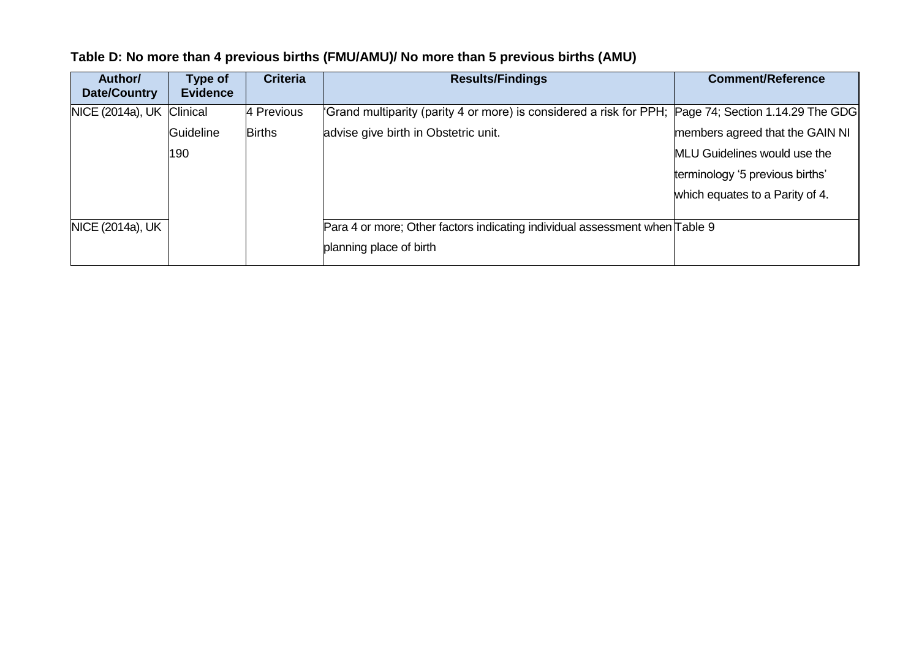**Table D: No more than 4 previous births (FMU/AMU)/ No more than 5 previous births (AMU)**

| Author/ Date/Country | Type of Evidence | Criteria | Results/Findings | Comment/Reference |
|---|---|---|---|---|
| NICE (2014a), UK | Clinical Guideline 190 | 4 Previous Births | 'Grand multiparity (parity 4 or more) is considered a risk for PPH; advise give birth in Obstetric unit. | Page 74; Section 1.14.29 The GDG members agreed that the GAIN NI MLU Guidelines would use the terminology '5 previous births' which equates to a Parity of 4. |
| NICE (2014a), UK | | | Para 4 or more; Other factors indicating individual assessment when planning place of birth | Table 9 |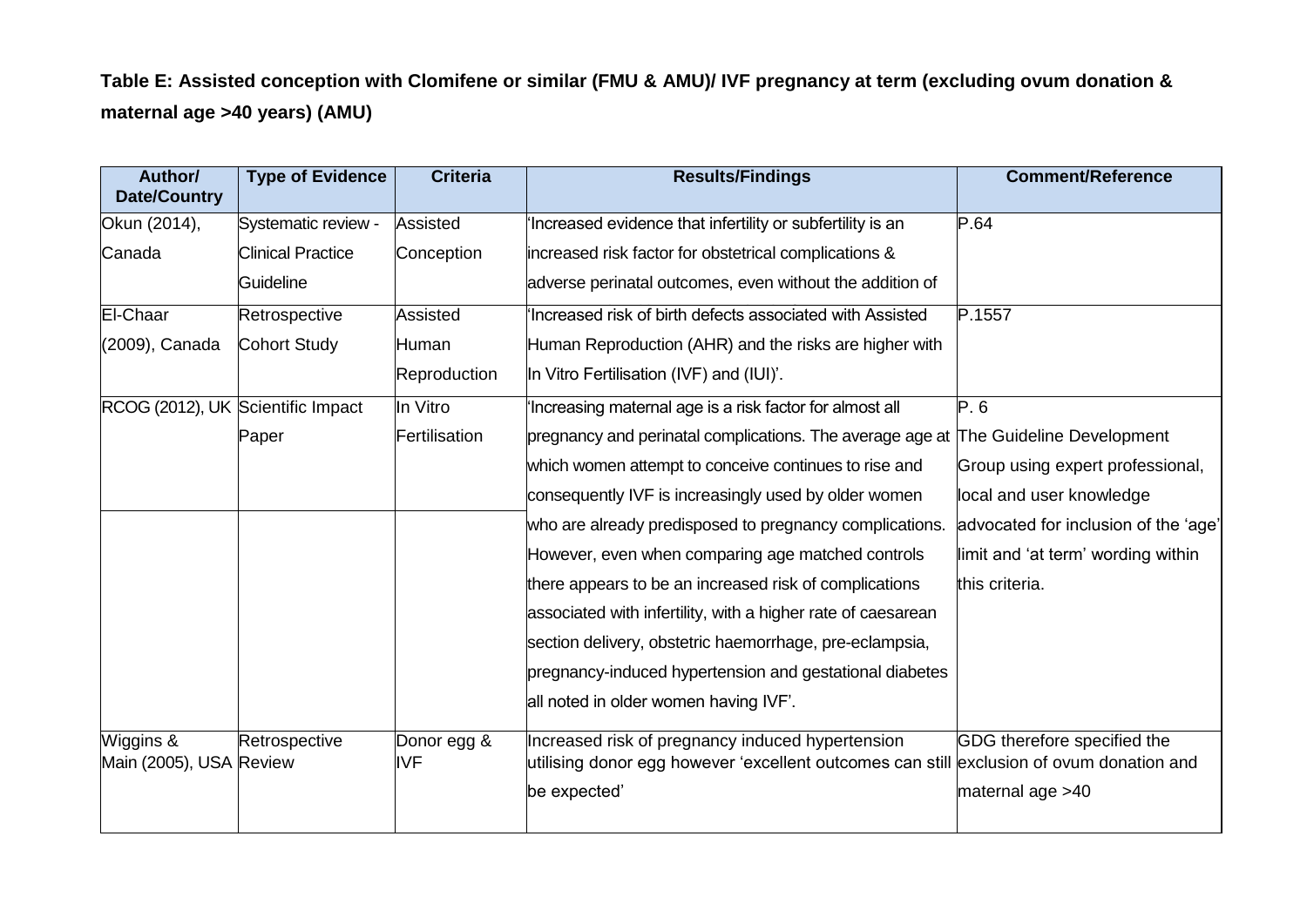**Table E: Assisted conception with Clomifene or similar (FMU & AMU)/ IVF pregnancy at term (excluding ovum donation & maternal age >40 years) (AMU)**

| Author/ Date/Country | Type of Evidence | Criteria | Results/Findings | Comment/Reference |
|---|---|---|---|---|
| Okun (2014), Canada | Systematic review - Clinical Practice Guideline | Assisted Conception | 'Increased evidence that infertility or subfertility is an increased risk factor for obstetrical complications & adverse perinatal outcomes, even without the addition of | P.64 |
| El-Chaar (2009), Canada | Retrospective Cohort Study | Assisted Human Reproduction | 'Increased risk of birth defects associated with Assisted Human Reproduction (AHR) and the risks are higher with In Vitro Fertilisation (IVF) and (IUI)'. | P.1557 |
| RCOG (2012), UK | Scientific Impact Paper | In Vitro Fertilisation | 'Increasing maternal age is a risk factor for almost all pregnancy and perinatal complications. The average age at which women attempt to conceive continues to rise and consequently IVF is increasingly used by older women who are already predisposed to pregnancy complications. However, even when comparing age matched controls there appears to be an increased risk of complications associated with infertility, with a higher rate of caesarean section delivery, obstetric haemorrhage, pre-eclampsia, pregnancy-induced hypertension and gestational diabetes all noted in older women having IVF'. | P. 6 The Guideline Development Group using expert professional, local and user knowledge advocated for inclusion of the 'age' limit and 'at term' wording within this criteria. |
| Wiggins & Main (2005), USA | Retrospective Review | Donor egg & IVF | Increased risk of pregnancy induced hypertension utilising donor egg however 'excellent outcomes can still be expected' | GDG therefore specified the exclusion of ovum donation and maternal age >40 |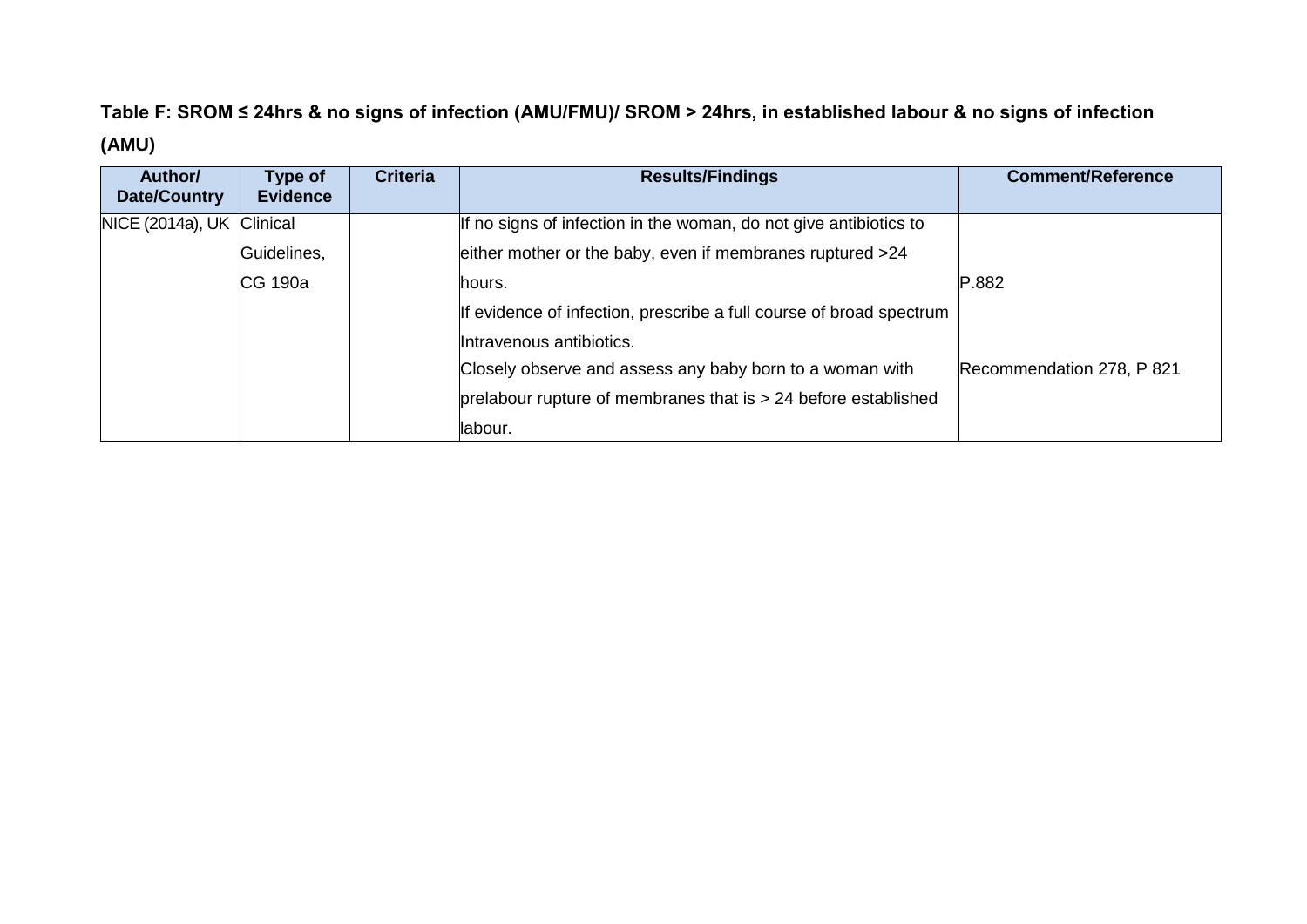**Table F: SROM ≤ 24hrs & no signs of infection (AMU/FMU)/ SROM > 24hrs, in established labour & no signs of infection (AMU)**

| Author/ Date/Country | Type of Evidence | Criteria | Results/Findings | Comment/Reference |
|---|---|---|---|---|
| NICE (2014a), UK | Clinical Guidelines, CG 190a | | If no signs of infection in the woman, do not give antibiotics to either mother or the baby, even if membranes ruptured >24 hours. | P.882 |
| | | | If evidence of infection, prescribe a full course of broad spectrum Intravenous antibiotics. | |
| | | | Closely observe and assess any baby born to a woman with prelabour rupture of membranes that is > 24 before established labour. | Recommendation 278, P 821 |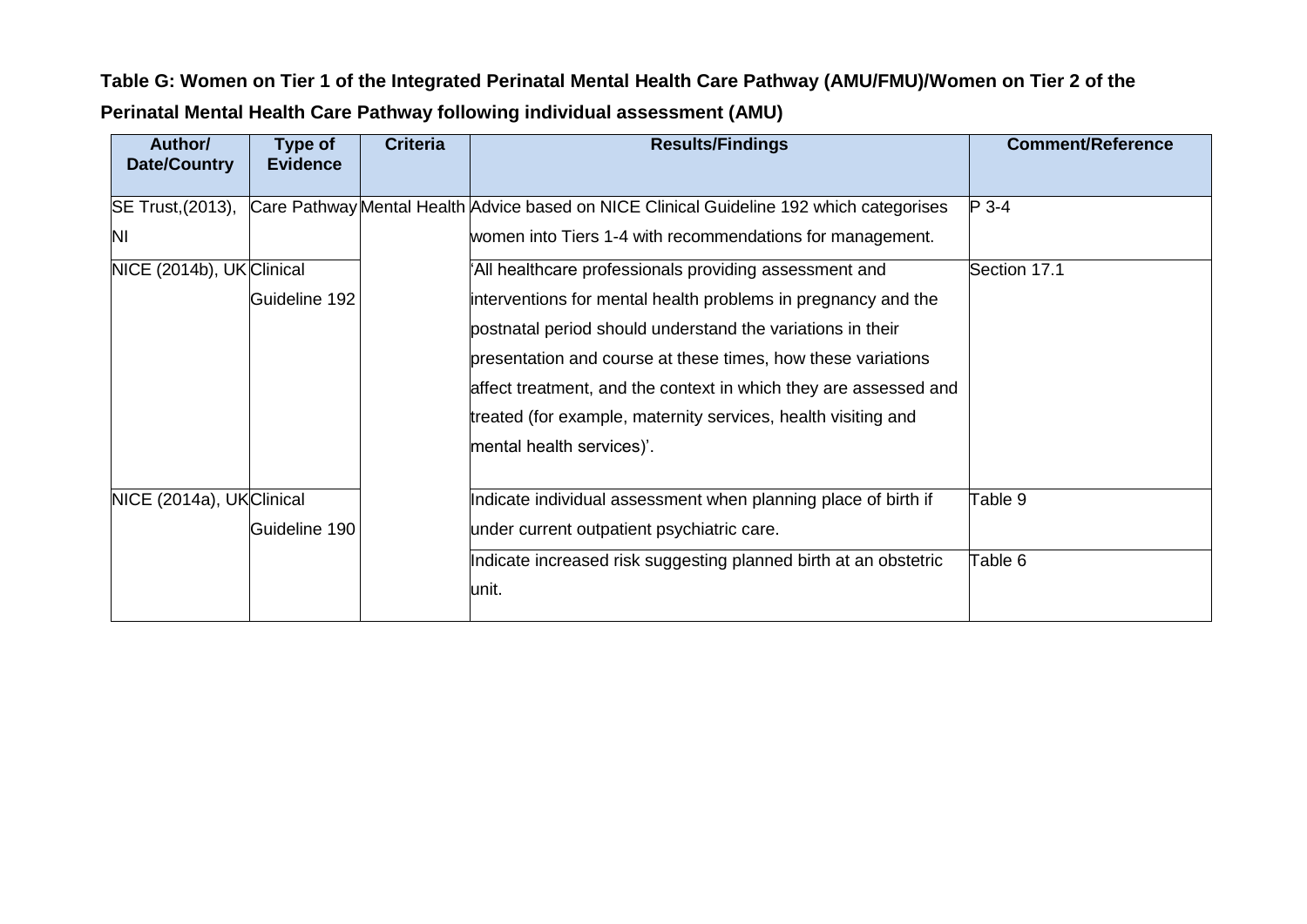**Table G: Women on Tier 1 of the Integrated Perinatal Mental Health Care Pathway (AMU/FMU)/Women on Tier 2 of the Perinatal Mental Health Care Pathway following individual assessment (AMU)**

| Author/ Date/Country | Type of Evidence | Criteria | Results/Findings | Comment/Reference |
|---|---|---|---|---|
| SE Trust,(2013), NI | Care Pathway | Mental Health | Advice based on NICE Clinical Guideline 192 which categorises women into Tiers 1-4 with recommendations for management. | P 3-4 |
| NICE (2014b), UK | Clinical Guideline 192 | | 'All healthcare professionals providing assessment and interventions for mental health problems in pregnancy and the postnatal period should understand the variations in their presentation and course at these times, how these variations affect treatment, and the context in which they are assessed and treated (for example, maternity services, health visiting and mental health services)'. | Section 17.1 |
| NICE (2014a), UK | Clinical Guideline 190 | | Indicate individual assessment when planning place of birth if under current outpatient psychiatric care. | Table 9 |
| | | | Indicate increased risk suggesting planned birth at an obstetric unit. | Table 6 |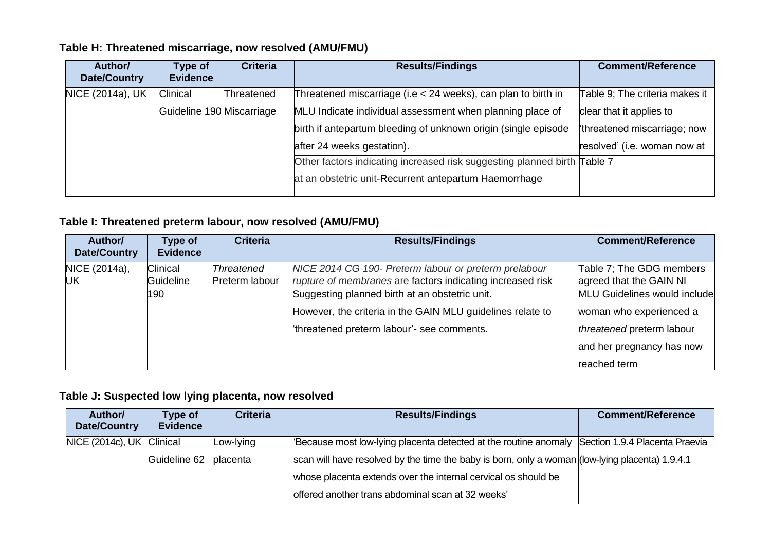### Table H: Threatened miscarriage, now resolved (AMU/FMU)

| Author/ Date/Country | Type of Evidence | Criteria | Results/Findings | Comment/Reference |
|---|---|---|---|---|
| NICE (2014a), UK | Clinical Guideline 190 | Threatened Miscarriage | Threatened miscarriage (i.e < 24 weeks), can plan to birth in MLU Indicate individual assessment when planning place of birth if antepartum bleeding of unknown origin (single episode after 24 weeks gestation). | Table 9; The criteria makes it clear that it applies to 'threatened miscarriage; now resolved' (i.e. woman now at |
| | | | Other factors indicating increased risk suggesting planned birth at an obstetric unit-Recurrent antepartum Haemorrhage | Table 7 |

### Table I: Threatened preterm labour, now resolved (AMU/FMU)

| Author/ Date/Country | Type of Evidence | Criteria | Results/Findings | Comment/Reference |
|---|---|---|---|---|
| NICE (2014a), UK | Clinical Guideline 190 | *Threatened* Preterm labour | *NICE 2014 CG 190- Preterm labour or preterm prelabour rupture of membranes* are factors indicating increased risk Suggesting planned birth at an obstetric unit. However, the criteria in the GAIN MLU guidelines relate to 'threatened preterm labour'- see comments. | Table 7; The GDG members agreed that the GAIN NI MLU Guidelines would include woman who experienced a *threatened* preterm labour and her pregnancy has now reached term |

### Table J: Suspected low lying placenta, now resolved

| Author/ Date/Country | Type of Evidence | Criteria | Results/Findings | Comment/Reference |
|---|---|---|---|---|
| NICE (2014c), UK | Clinical Guideline 62 | Low-lying placenta | 'Because most low-lying placenta detected at the routine anomaly scan will have resolved by the time the baby is born, only a woman whose placenta extends over the internal cervical os should be offered another trans abdominal scan at 32 weeks' | Section 1.9.4 Placenta Praevia (low-lying placenta) 1.9.4.1 |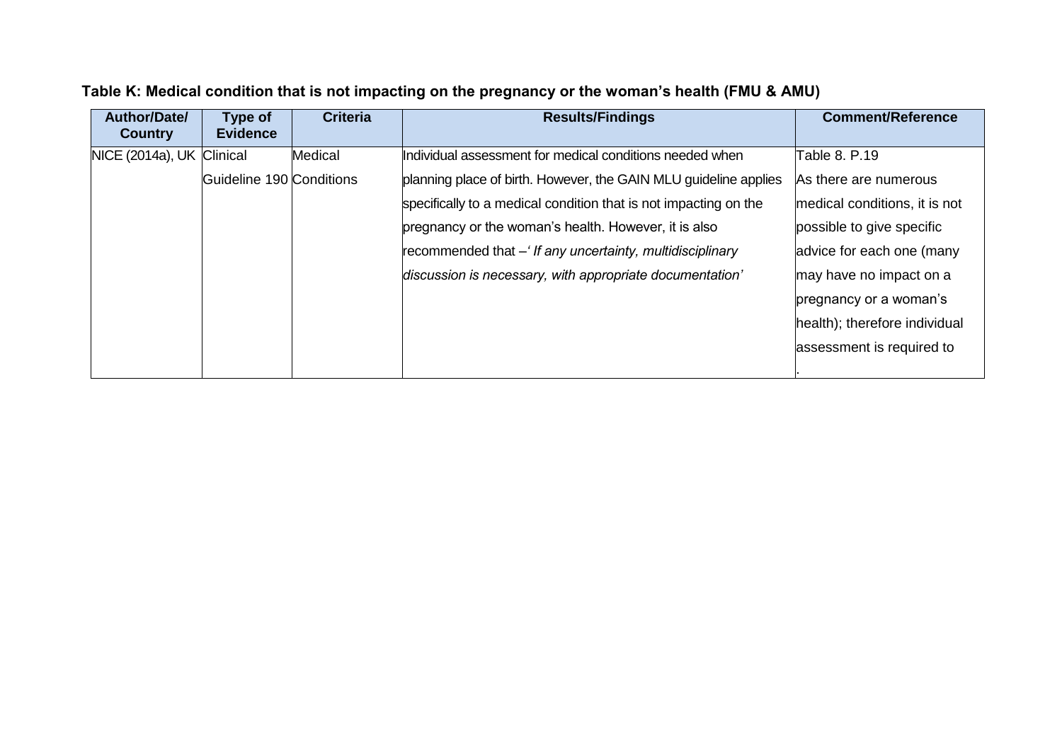**Table K: Medical condition that is not impacting on the pregnancy or the woman's health (FMU & AMU)**

| Author/Date/ Country | Type of Evidence | Criteria | Results/Findings | Comment/Reference |
|---|---|---|---|---|
| NICE (2014a), UK | Clinical Guideline 190 | Medical Conditions | Individual assessment for medical conditions needed when planning place of birth. However, the GAIN MLU guideline applies specifically to a medical condition that is not impacting on the pregnancy or the woman's health. However, it is also recommended that –' *If any uncertainty, multidisciplinary discussion is necessary, with appropriate documentation'* | Table 8. P.19 As there are numerous medical conditions, it is not possible to give specific advice for each one (many may have no impact on a pregnancy or a woman's health); therefore individual assessment is required to . |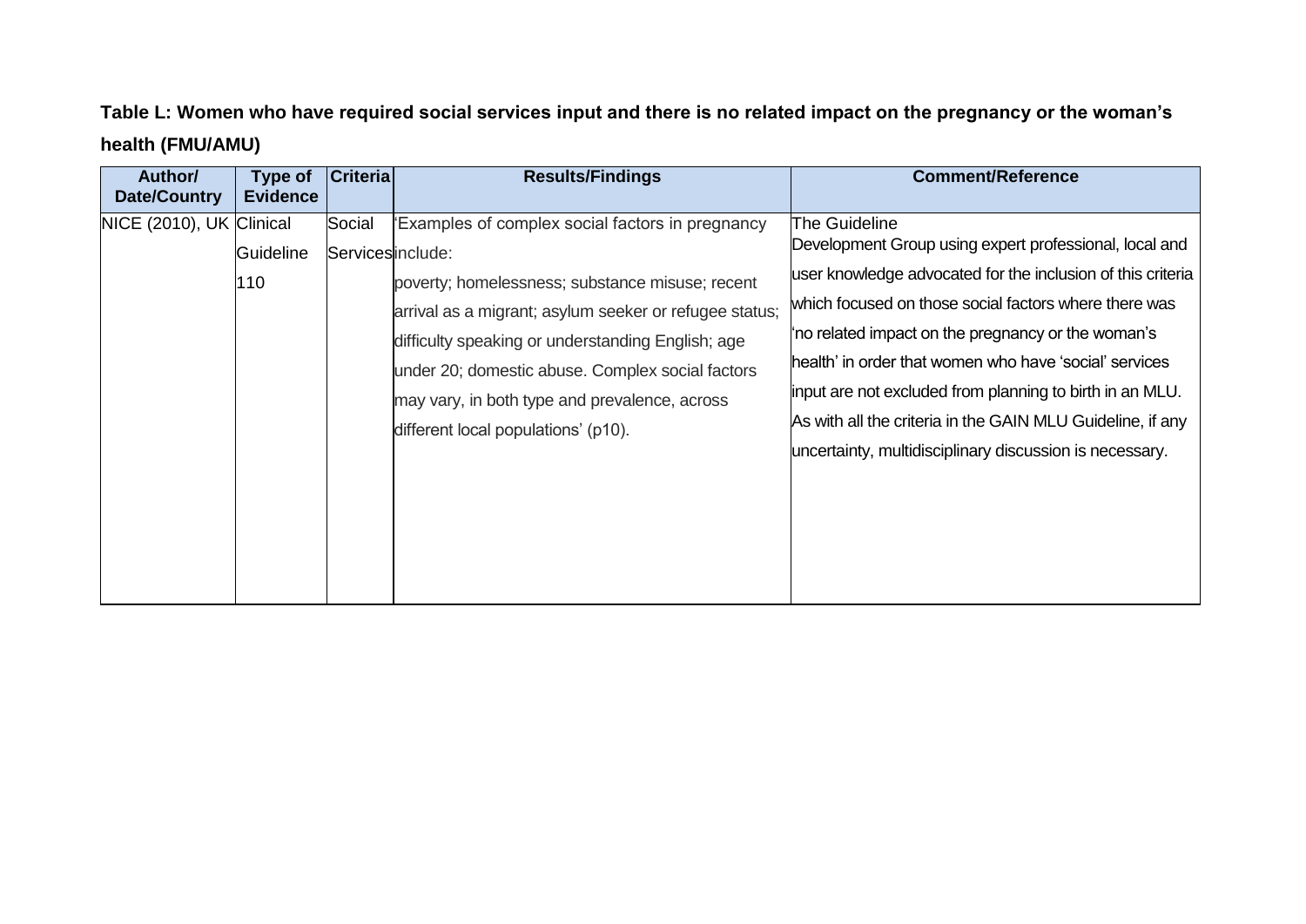**Table L: Women who have required social services input and there is no related impact on the pregnancy or the woman's health (FMU/AMU)**

| Author/ Date/Country | Type of Evidence | Criteria | Results/Findings | Comment/Reference |
|---|---|---|---|---|
| NICE (2010), UK | Clinical Guideline 110 | Social Services | 'Examples of complex social factors in pregnancy include: poverty; homelessness; substance misuse; recent arrival as a migrant; asylum seeker or refugee status; difficulty speaking or understanding English; age under 20; domestic abuse. Complex social factors may vary, in both type and prevalence, across different local populations' (p10). | The Guideline Development Group using expert professional, local and user knowledge advocated for the inclusion of this criteria which focused on those social factors where there was 'no related impact on the pregnancy or the woman's health' in order that women who have 'social' services input are not excluded from planning to birth in an MLU. As with all the criteria in the GAIN MLU Guideline, if any uncertainty, multidisciplinary discussion is necessary. |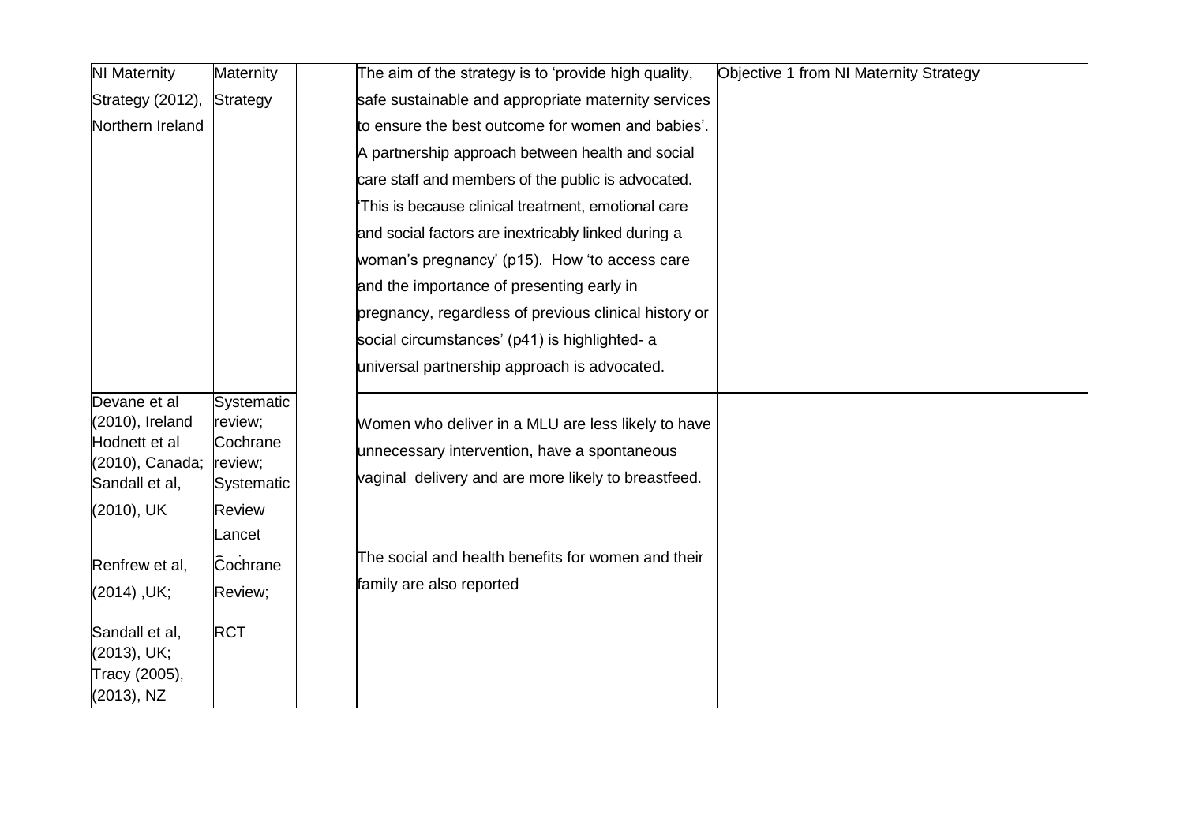| | | | | |
|---|---|---|---|---|
| NI Maternity Strategy (2012), Northern Ireland | Maternity Strategy | | The aim of the strategy is to 'provide high quality, safe sustainable and appropriate maternity services to ensure the best outcome for women and babies'. A partnership approach between health and social care staff and members of the public is advocated. 'This is because clinical treatment, emotional care and social factors are inextricably linked during a woman's pregnancy' (p15). How 'to access care and the importance of presenting early in pregnancy, regardless of previous clinical history or social circumstances' (p41) is highlighted- a universal partnership approach is advocated. | Objective 1 from NI Maternity Strategy |
| Devane et al (2010), Ireland Hodnett et al (2010), Canada; Sandall et al, (2010), UK<br><br>Renfrew et al, (2014) ,UK;<br><br>Sandall et al, (2013), UK; Tracy (2005), (2013), NZ | Systematic review; Cochrane review; Systematic Review Lancet<br><br>Cochrane Review;<br><br>RCT | | Women who deliver in a MLU are less likely to have unnecessary intervention, have a spontaneous vaginal delivery and are more likely to breastfeed.<br><br>The social and health benefits for women and their family are also reported | |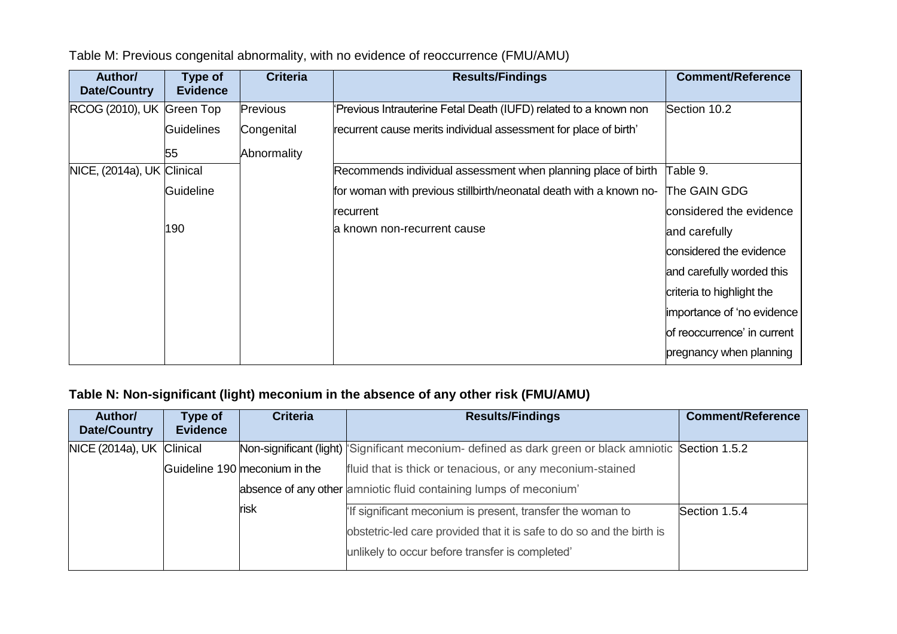Table M: Previous congenital abnormality, with no evidence of reoccurrence (FMU/AMU)

| Author/ Date/Country | Type of Evidence | Criteria | Results/Findings | Comment/Reference |
|---|---|---|---|---|
| RCOG (2010), UK | Green Top Guidelines 55 | Previous Congenital Abnormality | 'Previous Intrauterine Fetal Death (IUFD) related to a known non recurrent cause merits individual assessment for place of birth' | Section 10.2 |
| NICE, (2014a), UK | Clinical Guideline 190 | | Recommends individual assessment when planning place of birth for woman with previous stillbirth/neonatal death with a known no-recurrent a known non-recurrent cause | Table 9. The GAIN GDG considered the evidence and carefully considered the evidence and carefully worded this criteria to highlight the importance of 'no evidence of reoccurrence' in current pregnancy when planning |

**Table N: Non-significant (light) meconium in the absence of any other risk (FMU/AMU)**

| Author/ Date/Country | Type of Evidence | Criteria | Results/Findings | Comment/Reference |
|---|---|---|---|---|
| NICE (2014a), UK | Clinical Guideline 190 | Non-significant (light) meconium in the absence of any other risk | 'Significant meconium- defined as dark green or black amniotic fluid that is thick or tenacious, or any meconium-stained amniotic fluid containing lumps of meconium' | Section 1.5.2 |
| | | | 'If significant meconium is present, transfer the woman to obstetric-led care provided that it is safe to do so and the birth is unlikely to occur before transfer is completed' | Section 1.5.4 |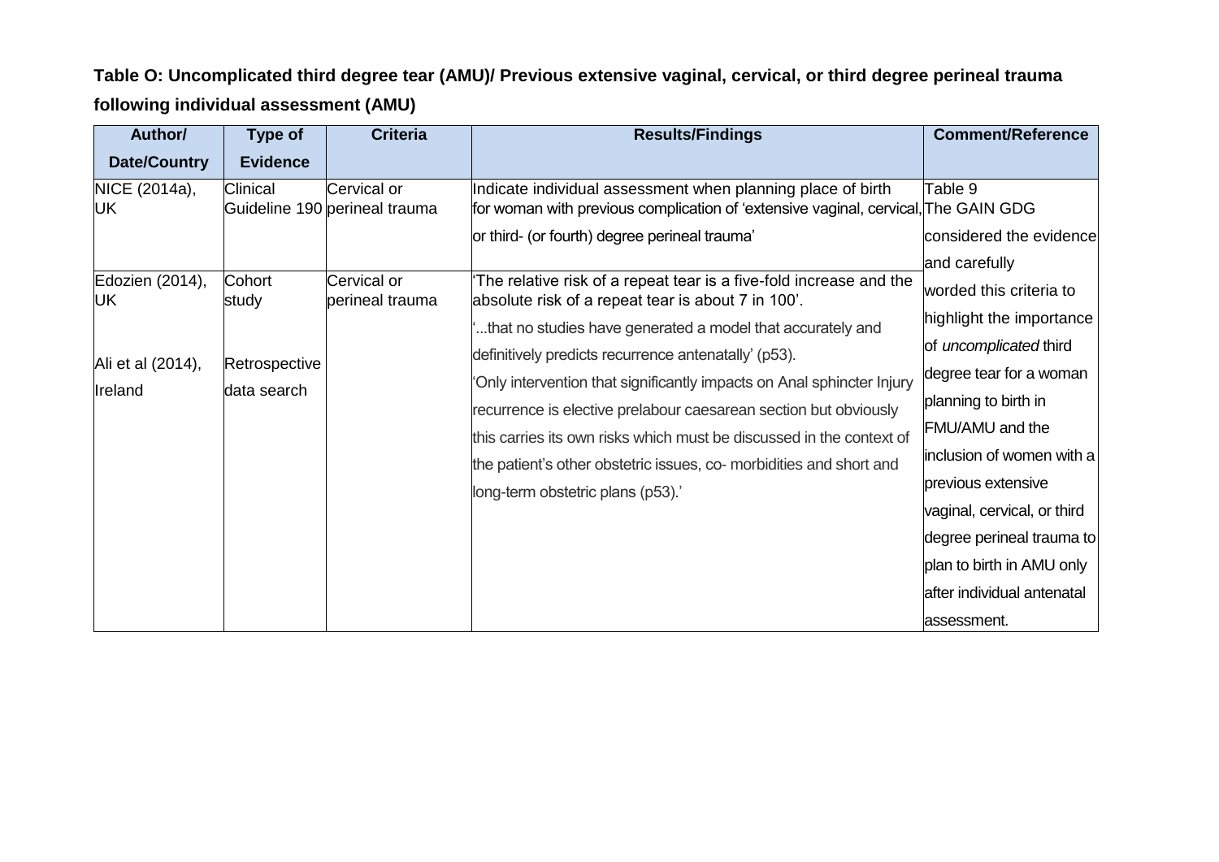**Table O: Uncomplicated third degree tear (AMU)/ Previous extensive vaginal, cervical, or third degree perineal trauma following individual assessment (AMU)**

| Author/ Date/Country | Type of Evidence | Criteria | Results/Findings | Comment/Reference |
|---|---|---|---|---|
| NICE (2014a), UK | Clinical Guideline 190 | Cervical or perineal trauma | Indicate individual assessment when planning place of birth for woman with previous complication of 'extensive vaginal, cervical, or third- (or fourth) degree perineal trauma' | Table 9<br>The GAIN GDG considered the evidence and carefully worded this criteria to highlight the importance of *uncomplicated* third degree tear for a woman planning to birth in FMU/AMU and the inclusion of women with a previous extensive vaginal, cervical, or third degree perineal trauma to plan to birth in AMU only after individual antenatal assessment. |
| Edozien (2014), UK<br><br>Ali et al (2014), Ireland | Cohort study<br><br>Retrospective data search | Cervical or perineal trauma | 'The relative risk of a repeat tear is a five-fold increase and the absolute risk of a repeat tear is about 7 in 100'.<br>'...that no studies have generated a model that accurately and definitively predicts recurrence antenatally' (p53).<br>'Only intervention that significantly impacts on Anal sphincter Injury recurrence is elective prelabour caesarean section but obviously this carries its own risks which must be discussed in the context of the patient's other obstetric issues, co- morbidities and short and long-term obstetric plans (p53).' | |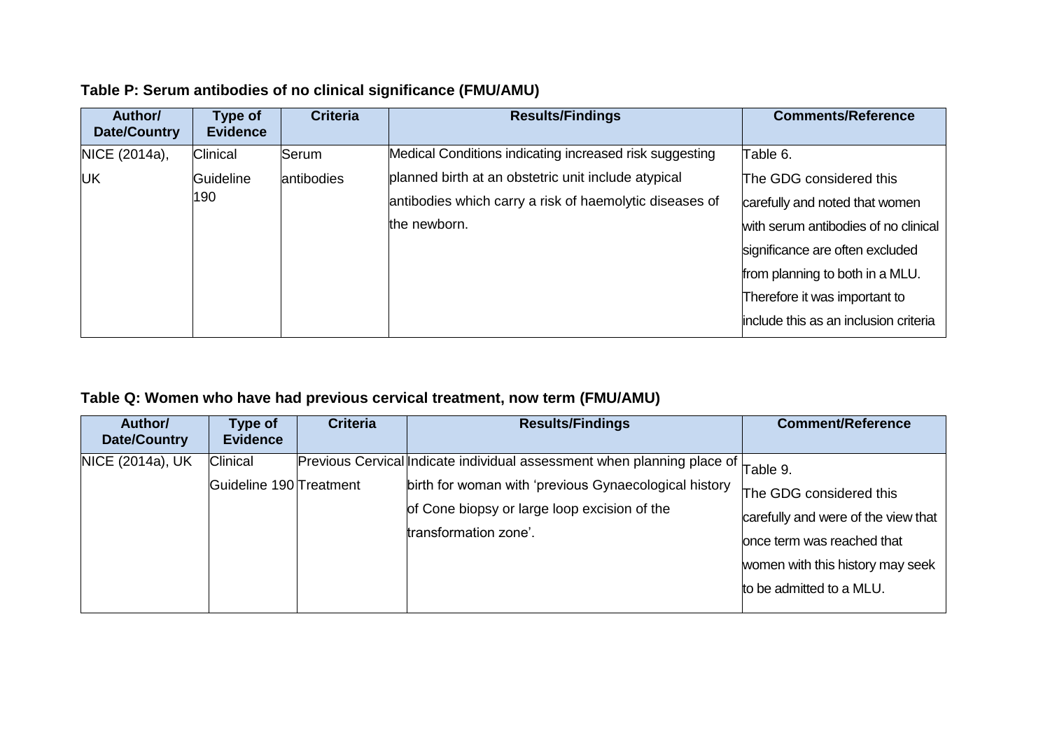**Table P: Serum antibodies of no clinical significance (FMU/AMU)**

| Author/ Date/Country | Type of Evidence | Criteria | Results/Findings | Comments/Reference |
|---|---|---|---|---|
| NICE (2014a), UK | Clinical Guideline 190 | Serum antibodies | Medical Conditions indicating increased risk suggesting planned birth at an obstetric unit include atypical antibodies which carry a risk of haemolytic diseases of the newborn. | Table 6. The GDG considered this carefully and noted that women with serum antibodies of no clinical significance are often excluded from planning to both in a MLU. Therefore it was important to include this as an inclusion criteria |

**Table Q: Women who have had previous cervical treatment, now term (FMU/AMU)**

| Author/ Date/Country | Type of Evidence | Criteria | Results/Findings | Comment/Reference |
|---|---|---|---|---|
| NICE (2014a), UK | Clinical Guideline 190 | Previous Cervical Treatment | Indicate individual assessment when planning place of birth for woman with 'previous Gynaecological history of Cone biopsy or large loop excision of the transformation zone'. | Table 9. The GDG considered this carefully and were of the view that once term was reached that women with this history may seek to be admitted to a MLU. |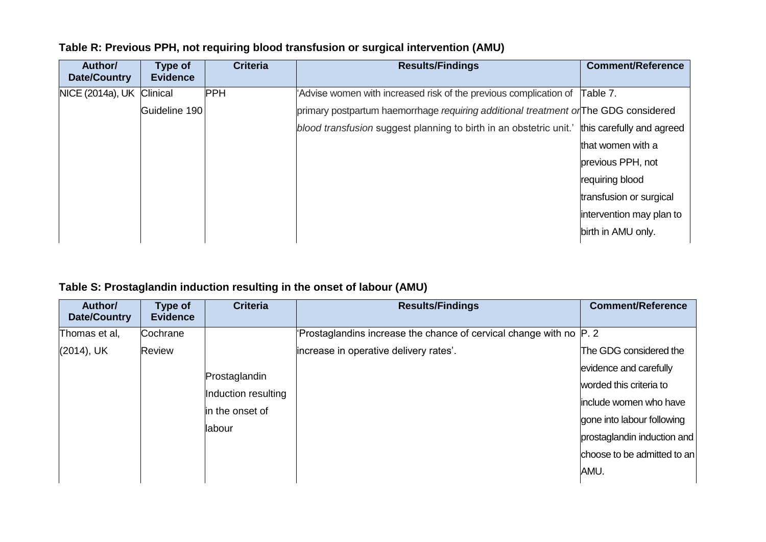**Table R: Previous PPH, not requiring blood transfusion or surgical intervention (AMU)**

| Author/ Date/Country | Type of Evidence | Criteria | Results/Findings | Comment/Reference |
|---|---|---|---|---|
| NICE (2014a), UK | Clinical Guideline 190 | PPH | 'Advise women with increased risk of the previous complication of primary postpartum haemorrhage *requiring additional treatment or blood transfusion* suggest planning to birth in an obstetric unit.' | Table 7. The GDG considered this carefully and agreed that women with a previous PPH, not requiring blood transfusion or surgical intervention may plan to birth in AMU only. |

**Table S: Prostaglandin induction resulting in the onset of labour (AMU)**

| Author/ Date/Country | Type of Evidence | Criteria | Results/Findings | Comment/Reference |
|---|---|---|---|---|
| Thomas et al, (2014), UK | Cochrane Review | Prostaglandin Induction resulting in the onset of labour | 'Prostaglandins increase the chance of cervical change with no increase in operative delivery rates'. | P. 2 The GDG considered the evidence and carefully worded this criteria to include women who have gone into labour following prostaglandin induction and choose to be admitted to an AMU. |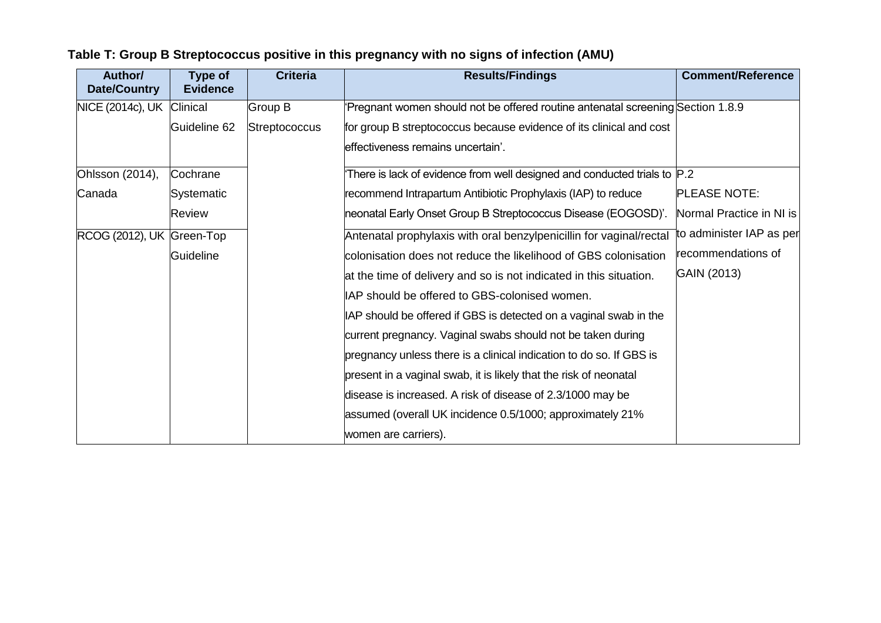**Table T: Group B Streptococcus positive in this pregnancy with no signs of infection (AMU)**

| Author/ Date/Country | Type of Evidence | Criteria | Results/Findings | Comment/Reference |
|---|---|---|---|---|
| NICE (2014c), UK | Clinical Guideline 62 | Group B Streptococcus | 'Pregnant women should not be offered routine antenatal screening for group B streptococcus because evidence of its clinical and cost effectiveness remains uncertain'. | Section 1.8.9 |
| Ohlsson (2014), Canada | Cochrane Systematic Review | | 'There is lack of evidence from well designed and conducted trials to recommend Intrapartum Antibiotic Prophylaxis (IAP) to reduce neonatal Early Onset Group B Streptococcus Disease (EOGOSD)'. | P.2<br>PLEASE NOTE: Normal Practice in NI is to administer IAP as per recommendations of GAIN (2013) |
| RCOG (2012), UK | Green-Top Guideline | | Antenatal prophylaxis with oral benzylpenicillin for vaginal/rectal colonisation does not reduce the likelihood of GBS colonisation at the time of delivery and so is not indicated in this situation.<br>IAP should be offered to GBS-colonised women.<br>IAP should be offered if GBS is detected on a vaginal swab in the current pregnancy. Vaginal swabs should not be taken during pregnancy unless there is a clinical indication to do so. If GBS is present in a vaginal swab, it is likely that the risk of neonatal disease is increased. A risk of disease of 2.3/1000 may be assumed (overall UK incidence 0.5/1000; approximately 21% women are carriers). | |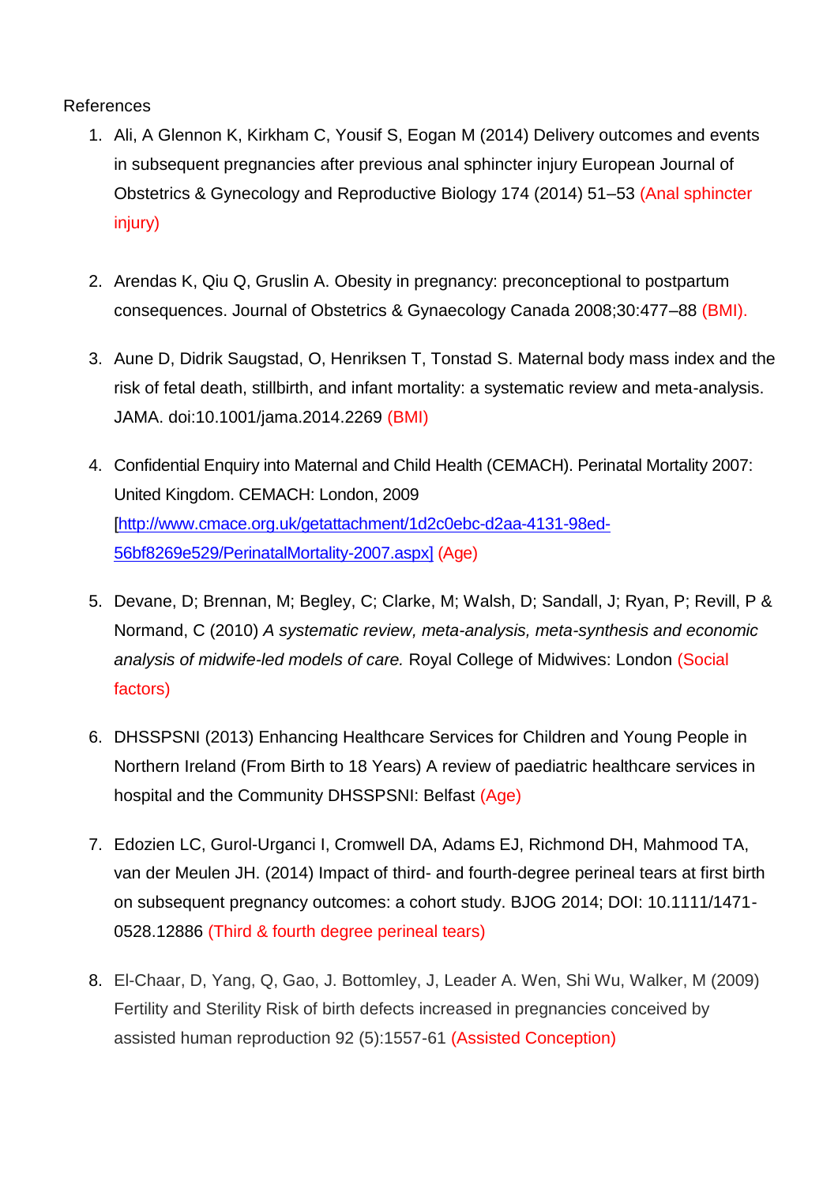References

1. Ali, A Glennon K, Kirkham C, Yousif S, Eogan M (2014) Delivery outcomes and events in subsequent pregnancies after previous anal sphincter injury European Journal of Obstetrics & Gynecology and Reproductive Biology 174 (2014) 51–53 (Anal sphincter injury)

2. Arendas K, Qiu Q, Gruslin A. Obesity in pregnancy: preconceptional to postpartum consequences. Journal of Obstetrics & Gynaecology Canada 2008;30:477–88 (BMI).

3. Aune D, Didrik Saugstad, O, Henriksen T, Tonstad S. Maternal body mass index and the risk of fetal death, stillbirth, and infant mortality: a systematic review and meta-analysis. JAMA. doi:10.1001/jama.2014.2269 (BMI)

4. Confidential Enquiry into Maternal and Child Health (CEMACH). Perinatal Mortality 2007: United Kingdom. CEMACH: London, 2009 [http://www.cmace.org.uk/getattachment/1d2c0ebc-d2aa-4131-98ed-56bf8269e529/PerinatalMortality-2007.aspx] (Age)

5. Devane, D; Brennan, M; Begley, C; Clarke, M; Walsh, D; Sandall, J; Ryan, P; Revill, P & Normand, C (2010) *A systematic review, meta-analysis, meta-synthesis and economic analysis of midwife-led models of care.* Royal College of Midwives: London (Social factors)

6. DHSSPSNI (2013) Enhancing Healthcare Services for Children and Young People in Northern Ireland (From Birth to 18 Years) A review of paediatric healthcare services in hospital and the Community DHSSPSNI: Belfast (Age)

7. Edozien LC, Gurol-Urganci I, Cromwell DA, Adams EJ, Richmond DH, Mahmood TA, van der Meulen JH. (2014) Impact of third- and fourth-degree perineal tears at first birth on subsequent pregnancy outcomes: a cohort study. BJOG 2014; DOI: 10.1111/1471-0528.12886 (Third & fourth degree perineal tears)

8. El-Chaar, D, Yang, Q, Gao, J. Bottomley, J, Leader A. Wen, Shi Wu, Walker, M (2009) Fertility and Sterility Risk of birth defects increased in pregnancies conceived by assisted human reproduction 92 (5):1557-61 (Assisted Conception)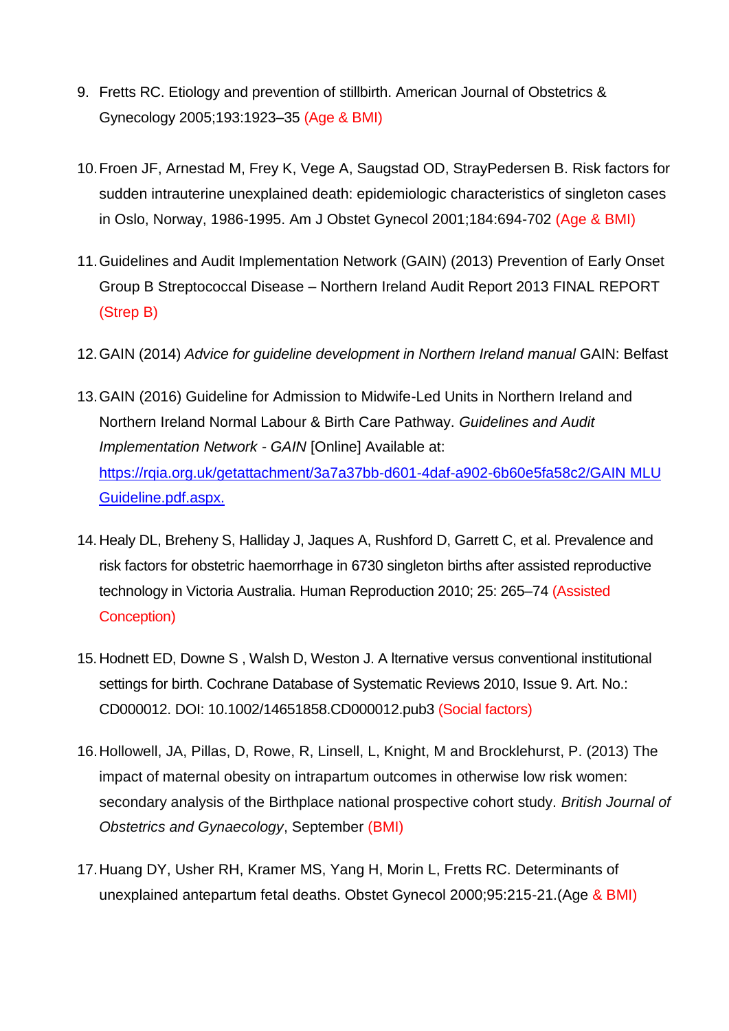9. Fretts RC. Etiology and prevention of stillbirth. American Journal of Obstetrics & Gynecology 2005;193:1923–35 (Age & BMI)

10. Froen JF, Arnestad M, Frey K, Vege A, Saugstad OD, StrayPedersen B. Risk factors for sudden intrauterine unexplained death: epidemiologic characteristics of singleton cases in Oslo, Norway, 1986-1995. Am J Obstet Gynecol 2001;184:694-702 (Age & BMI)

11. Guidelines and Audit Implementation Network (GAIN) (2013) Prevention of Early Onset Group B Streptococcal Disease – Northern Ireland Audit Report 2013 FINAL REPORT (Strep B)

12. GAIN (2014) *Advice for guideline development in Northern Ireland manual* GAIN: Belfast

13. GAIN (2016) Guideline for Admission to Midwife-Led Units in Northern Ireland and Northern Ireland Normal Labour & Birth Care Pathway. *Guidelines and Audit Implementation Network - GAIN* [Online] Available at: [https://rqia.org.uk/getattachment/3a7a37bb-d601-4daf-a902-6b60e5fa58c2/GAIN MLU Guideline.pdf.aspx.](https://rqia.org.uk/getattachment/3a7a37bb-d601-4daf-a902-6b60e5fa58c2/GAIN%20MLU%20Guideline.pdf.aspx)

14. Healy DL, Breheny S, Halliday J, Jaques A, Rushford D, Garrett C, et al. Prevalence and risk factors for obstetric haemorrhage in 6730 singleton births after assisted reproductive technology in Victoria Australia. Human Reproduction 2010; 25: 265–74 (Assisted Conception)

15. Hodnett ED, Downe S , Walsh D, Weston J. A lternative versus conventional institutional settings for birth. Cochrane Database of Systematic Reviews 2010, Issue 9. Art. No.: CD000012. DOI: 10.1002/14651858.CD000012.pub3 (Social factors)

16. Hollowell, JA, Pillas, D, Rowe, R, Linsell, L, Knight, M and Brocklehurst, P. (2013) The impact of maternal obesity on intrapartum outcomes in otherwise low risk women: secondary analysis of the Birthplace national prospective cohort study. *British Journal of Obstetrics and Gynaecology*, September (BMI)

17. Huang DY, Usher RH, Kramer MS, Yang H, Morin L, Fretts RC. Determinants of unexplained antepartum fetal deaths. Obstet Gynecol 2000;95:215-21.(Age & BMI)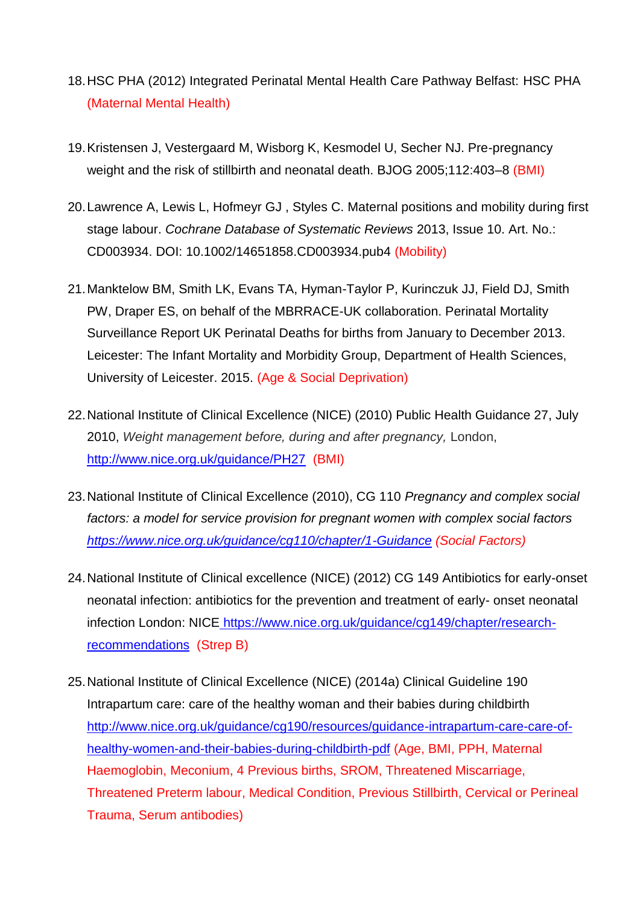18. HSC PHA (2012) Integrated Perinatal Mental Health Care Pathway Belfast: HSC PHA (Maternal Mental Health)

19. Kristensen J, Vestergaard M, Wisborg K, Kesmodel U, Secher NJ. Pre-pregnancy weight and the risk of stillbirth and neonatal death. BJOG 2005;112:403–8 (BMI)

20. Lawrence A, Lewis L, Hofmeyr GJ , Styles C. Maternal positions and mobility during first stage labour. *Cochrane Database of Systematic Reviews* 2013, Issue 10. Art. No.: CD003934. DOI: 10.1002/14651858.CD003934.pub4 (Mobility)

21. Manktelow BM, Smith LK, Evans TA, Hyman-Taylor P, Kurinczuk JJ, Field DJ, Smith PW, Draper ES, on behalf of the MBRRACE-UK collaboration. Perinatal Mortality Surveillance Report UK Perinatal Deaths for births from January to December 2013. Leicester: The Infant Mortality and Morbidity Group, Department of Health Sciences, University of Leicester. 2015. (Age & Social Deprivation)

22. National Institute of Clinical Excellence (NICE) (2010) Public Health Guidance 27, July 2010, *Weight management before, during and after pregnancy,* London, http://www.nice.org.uk/guidance/PH27 (BMI)

23. National Institute of Clinical Excellence (2010), CG 110 *Pregnancy and complex social factors: a model for service provision for pregnant women with complex social factors https://www.nice.org.uk/guidance/cg110/chapter/1-Guidance (Social Factors)*

24. National Institute of Clinical excellence (NICE) (2012) CG 149 Antibiotics for early-onset neonatal infection: antibiotics for the prevention and treatment of early- onset neonatal infection London: NICE https://www.nice.org.uk/guidance/cg149/chapter/research-recommendations (Strep B)

25. National Institute of Clinical Excellence (NICE) (2014a) Clinical Guideline 190 Intrapartum care: care of the healthy woman and their babies during childbirth http://www.nice.org.uk/guidance/cg190/resources/guidance-intrapartum-care-care-of-healthy-women-and-their-babies-during-childbirth-pdf (Age, BMI, PPH, Maternal Haemoglobin, Meconium, 4 Previous births, SROM, Threatened Miscarriage, Threatened Preterm labour, Medical Condition, Previous Stillbirth, Cervical or Perineal Trauma, Serum antibodies)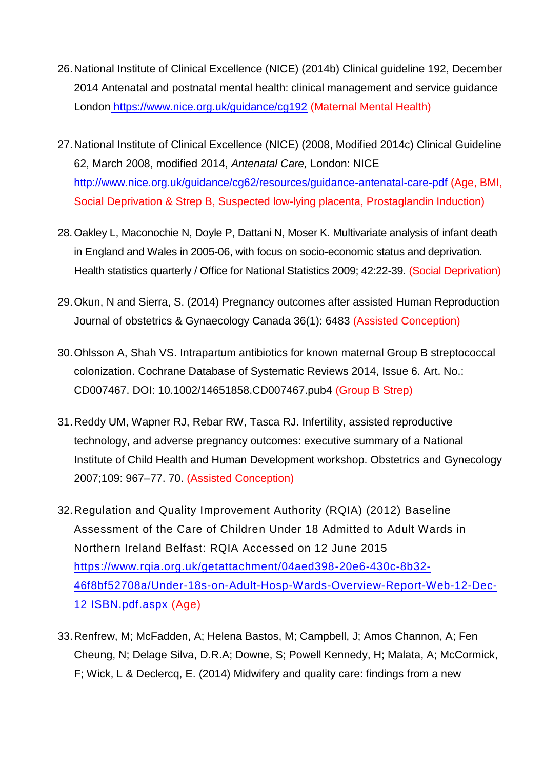26. National Institute of Clinical Excellence (NICE) (2014b) Clinical guideline 192, December 2014 Antenatal and postnatal mental health: clinical management and service guidance London https://www.nice.org.uk/guidance/cg192 (Maternal Mental Health)

27. National Institute of Clinical Excellence (NICE) (2008, Modified 2014c) Clinical Guideline 62, March 2008, modified 2014, *Antenatal Care,* London: NICE http://www.nice.org.uk/guidance/cg62/resources/guidance-antenatal-care-pdf (Age, BMI, Social Deprivation & Strep B, Suspected low-lying placenta, Prostaglandin Induction)

28. Oakley L, Maconochie N, Doyle P, Dattani N, Moser K. Multivariate analysis of infant death in England and Wales in 2005-06, with focus on socio-economic status and deprivation. Health statistics quarterly / Office for National Statistics 2009; 42:22-39. (Social Deprivation)

29. Okun, N and Sierra, S. (2014) Pregnancy outcomes after assisted Human Reproduction Journal of obstetrics & Gynaecology Canada 36(1): 6483 (Assisted Conception)

30. Ohlsson A, Shah VS. Intrapartum antibiotics for known maternal Group B streptococcal colonization. Cochrane Database of Systematic Reviews 2014, Issue 6. Art. No.: CD007467. DOI: 10.1002/14651858.CD007467.pub4 (Group B Strep)

31. Reddy UM, Wapner RJ, Rebar RW, Tasca RJ. Infertility, assisted reproductive technology, and adverse pregnancy outcomes: executive summary of a National Institute of Child Health and Human Development workshop. Obstetrics and Gynecology 2007;109: 967–77. 70. (Assisted Conception)

32. Regulation and Quality Improvement Authority (RQIA) (2012) Baseline Assessment of the Care of Children Under 18 Admitted to Adult Wards in Northern Ireland Belfast: RQIA Accessed on 12 June 2015 https://www.rqia.org.uk/getattachment/04aed398-20e6-430c-8b32-46f8bf52708a/Under-18s-on-Adult-Hosp-Wards-Overview-Report-Web-12-Dec-12 ISBN.pdf.aspx (Age)

33. Renfrew, M; McFadden, A; Helena Bastos, M; Campbell, J; Amos Channon, A; Fen Cheung, N; Delage Silva, D.R.A; Downe, S; Powell Kennedy, H; Malata, A; McCormick, F; Wick, L & Declercq, E. (2014) Midwifery and quality care: findings from a new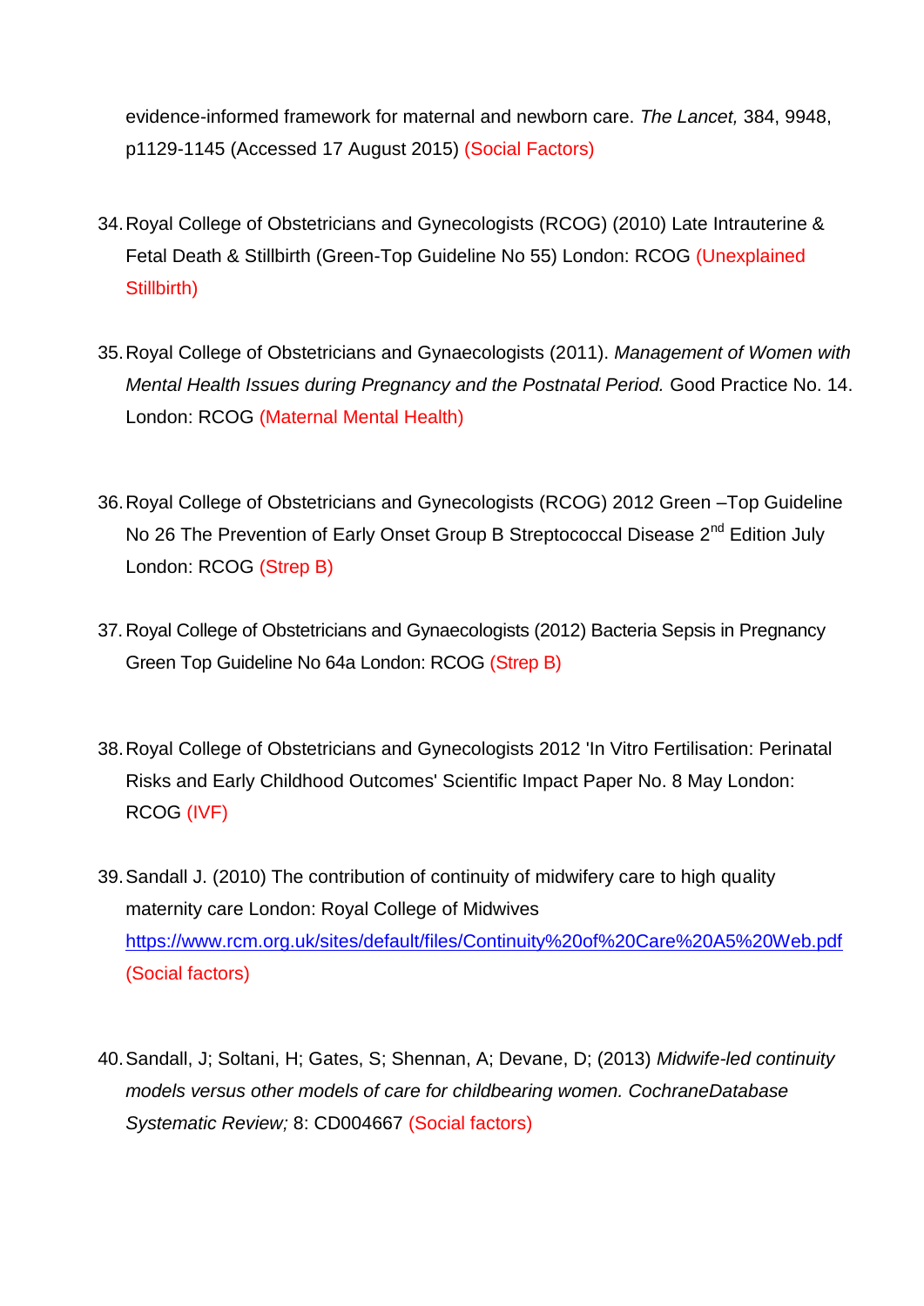evidence-informed framework for maternal and newborn care. *The Lancet,* 384, 9948, p1129-1145 (Accessed 17 August 2015) (Social Factors)

34. Royal College of Obstetricians and Gynecologists (RCOG) (2010) Late Intrauterine & Fetal Death & Stillbirth (Green-Top Guideline No 55) London: RCOG (Unexplained Stillbirth)

35. Royal College of Obstetricians and Gynaecologists (2011). *Management of Women with Mental Health Issues during Pregnancy and the Postnatal Period.* Good Practice No. 14. London: RCOG (Maternal Mental Health)

36. Royal College of Obstetricians and Gynecologists (RCOG) 2012 Green –Top Guideline No 26 The Prevention of Early Onset Group B Streptococcal Disease 2nd Edition July London: RCOG (Strep B)

37. Royal College of Obstetricians and Gynaecologists (2012) Bacteria Sepsis in Pregnancy Green Top Guideline No 64a London: RCOG (Strep B)

38. Royal College of Obstetricians and Gynecologists 2012 'In Vitro Fertilisation: Perinatal Risks and Early Childhood Outcomes' Scientific Impact Paper No. 8 May London: RCOG (IVF)

39. Sandall J. (2010) The contribution of continuity of midwifery care to high quality maternity care London: Royal College of Midwives https://www.rcm.org.uk/sites/default/files/Continuity%20of%20Care%20A5%20Web.pdf (Social factors)

40. Sandall, J; Soltani, H; Gates, S; Shennan, A; Devane, D; (2013) *Midwife-led continuity models versus other models of care for childbearing women. CochraneDatabase Systematic Review;* 8: CD004667 (Social factors)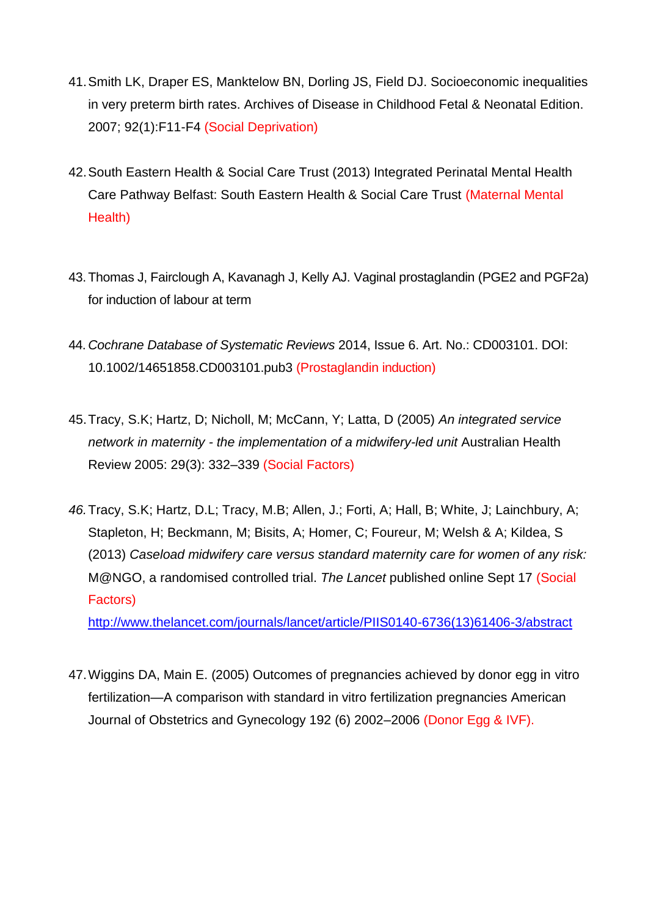41. Smith LK, Draper ES, Manktelow BN, Dorling JS, Field DJ. Socioeconomic inequalities in very preterm birth rates. Archives of Disease in Childhood Fetal & Neonatal Edition. 2007; 92(1):F11-F4 (Social Deprivation)

42. South Eastern Health & Social Care Trust (2013) Integrated Perinatal Mental Health Care Pathway Belfast: South Eastern Health & Social Care Trust (Maternal Mental Health)

43. Thomas J, Fairclough A, Kavanagh J, Kelly AJ. Vaginal prostaglandin (PGE2 and PGF2a) for induction of labour at term

44. *Cochrane Database of Systematic Reviews* 2014, Issue 6. Art. No.: CD003101. DOI: 10.1002/14651858.CD003101.pub3 (Prostaglandin induction)

45. Tracy, S.K; Hartz, D; Nicholl, M; McCann, Y; Latta, D (2005) *An integrated service network in maternity - the implementation of a midwifery-led unit* Australian Health Review 2005: 29(3): 332–339 (Social Factors)

46. Tracy, S.K; Hartz, D.L; Tracy, M.B; Allen, J.; Forti, A; Hall, B; White, J; Lainchbury, A; Stapleton, H; Beckmann, M; Bisits, A; Homer, C; Foureur, M; Welsh & A; Kildea, S (2013) *Caseload midwifery care versus standard maternity care for women of any risk:* M@NGO, a randomised controlled trial. *The Lancet* published online Sept 17 (Social Factors) http://www.thelancet.com/journals/lancet/article/PIIS0140-6736(13)61406-3/abstract

47. Wiggins DA, Main E. (2005) Outcomes of pregnancies achieved by donor egg in vitro fertilization—A comparison with standard in vitro fertilization pregnancies American Journal of Obstetrics and Gynecology 192 (6) 2002–2006 (Donor Egg & IVF).